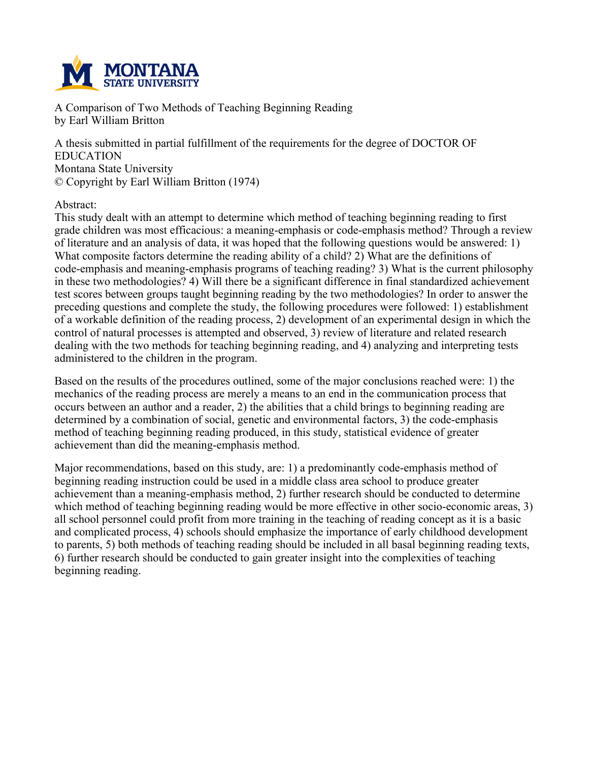A Comparison of Two Methods of Teaching Beginning Reading
by Earl William Britton

A thesis submitted in partial fulfillment of the requirements for the degree of DOCTOR OF EDUCATION
Montana State University
© Copyright by Earl William Britton (1974)

Abstract:
This study dealt with an attempt to determine which method of teaching beginning reading to first grade children was most efficacious: a meaning-emphasis or code-emphasis method? Through a review of literature and an analysis of data, it was hoped that the following questions would be answered: 1) What composite factors determine the reading ability of a child? 2) What are the definitions of code-emphasis and meaning-emphasis programs of teaching reading? 3) What is the current philosophy in these two methodologies? 4) Will there be a significant difference in final standardized achievement test scores between groups taught beginning reading by the two methodologies? In order to answer the preceding questions and complete the study, the following procedures were followed: 1) establishment of a workable definition of the reading process, 2) development of an experimental design in which the control of natural processes is attempted and observed, 3) review of literature and related research dealing with the two methods for teaching beginning reading, and 4) analyzing and interpreting tests administered to the children in the program.

Based on the results of the procedures outlined, some of the major conclusions reached were: 1) the mechanics of the reading process are merely a means to an end in the communication process that occurs between an author and a reader, 2) the abilities that a child brings to beginning reading are determined by a combination of social, genetic and environmental factors, 3) the code-emphasis method of teaching beginning reading produced, in this study, statistical evidence of greater achievement than did the meaning-emphasis method.

Major recommendations, based on this study, are: 1) a predominantly code-emphasis method of beginning reading instruction could be used in a middle class area school to produce greater achievement than a meaning-emphasis method, 2) further research should be conducted to determine which method of teaching beginning reading would be more effective in other socio-economic areas, 3) all school personnel could profit from more training in the teaching of reading concept as it is a basic and complicated process, 4) schools should emphasize the importance of early childhood development to parents, 5) both methods of teaching reading should be included in all basal beginning reading texts, 6) further research should be conducted to gain greater insight into the complexities of teaching beginning reading.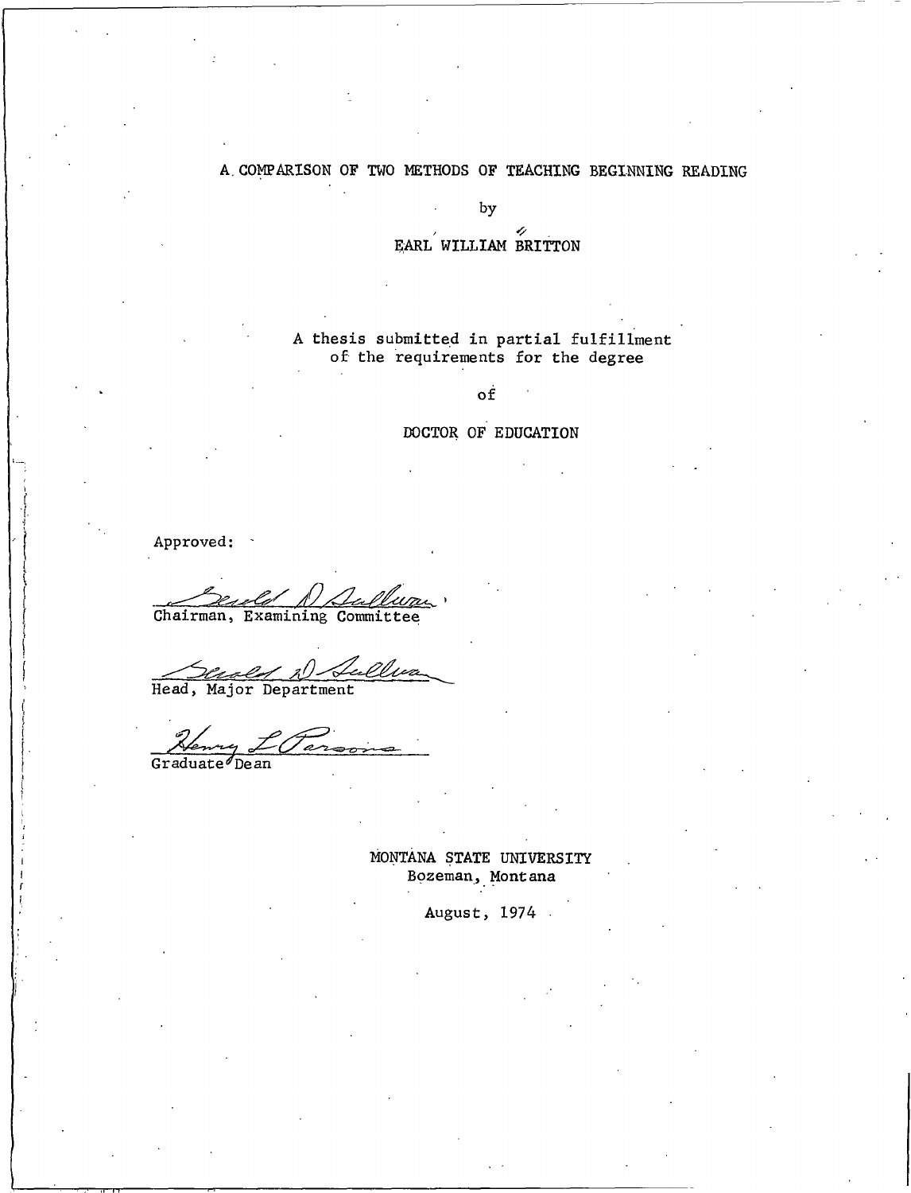# A COMPARISON OF TWO METHODS OF TEACHING BEGINNING READING

by

EARL WILLIAM BRITTON

A thesis submitted in partial fulfillment
of the requirements for the degree

of

DOCTOR OF EDUCATION

Approved:

Chairman, Examining Committee

Head, Major Department

Graduate Dean

MONTANA STATE UNIVERSITY
Bozeman, Montana

August, 1974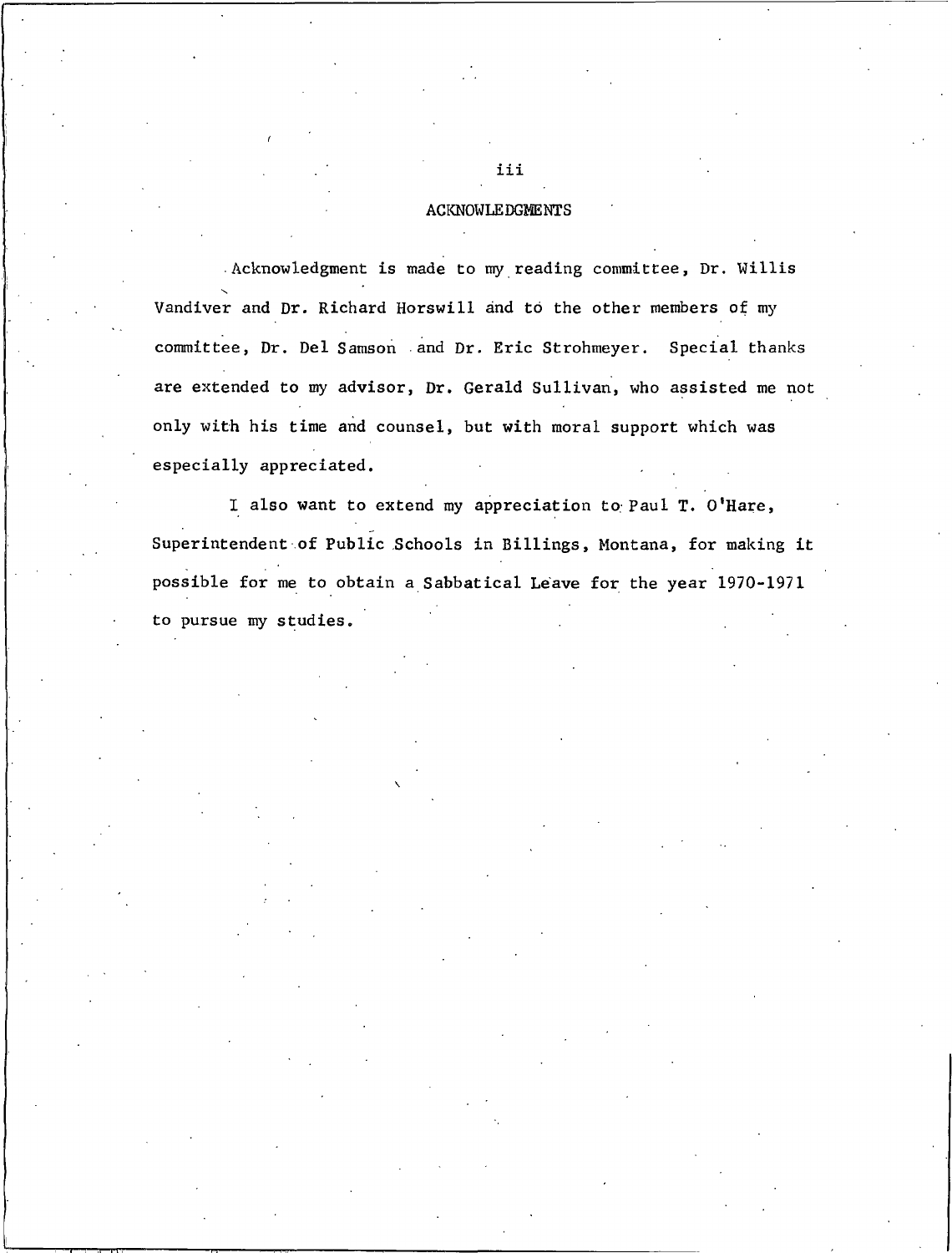# ACKNOWLEDGMENTS

Acknowledgment is made to my reading committee, Dr. Willis Vandiver and Dr. Richard Horswill and to the other members of my committee, Dr. Del Samson and Dr. Eric Strohmeyer. Special thanks are extended to my advisor, Dr. Gerald Sullivan, who assisted me not only with his time and counsel, but with moral support which was especially appreciated.

I also want to extend my appreciation to Paul T. O'Hare, Superintendent of Public Schools in Billings, Montana, for making it possible for me to obtain a Sabbatical Leave for the year 1970-1971 to pursue my studies.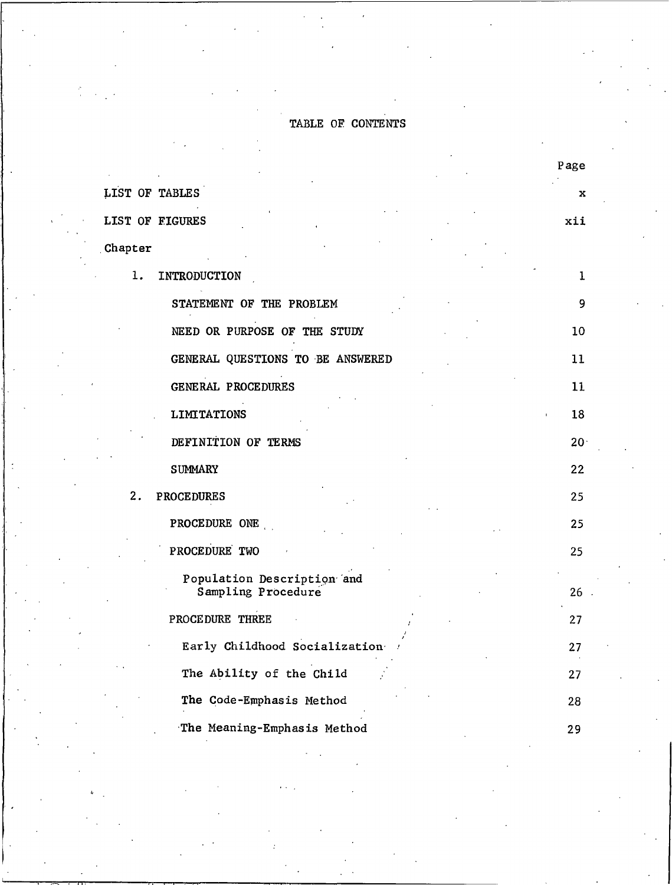# TABLE OF CONTENTS

| | Page |
|---|---|
| LIST OF TABLES | x |
| LIST OF FIGURES | xii |
| Chapter | |
| 1. INTRODUCTION | 1 |
| STATEMENT OF THE PROBLEM | 9 |
| NEED OR PURPOSE OF THE STUDY | 10 |
| GENERAL QUESTIONS TO BE ANSWERED | 11 |
| GENERAL PROCEDURES | 11 |
| LIMITATIONS | 18 |
| DEFINITION OF TERMS | 20 |
| SUMMARY | 22 |
| 2. PROCEDURES | 25 |
| PROCEDURE ONE | 25 |
| PROCEDURE TWO | 25 |
| Population Description and Sampling Procedure | 26 |
| PROCEDURE THREE | 27 |
| Early Childhood Socialization | 27 |
| The Ability of the Child | 27 |
| The Code-Emphasis Method | 28 |
| The Meaning-Emphasis Method | 29 |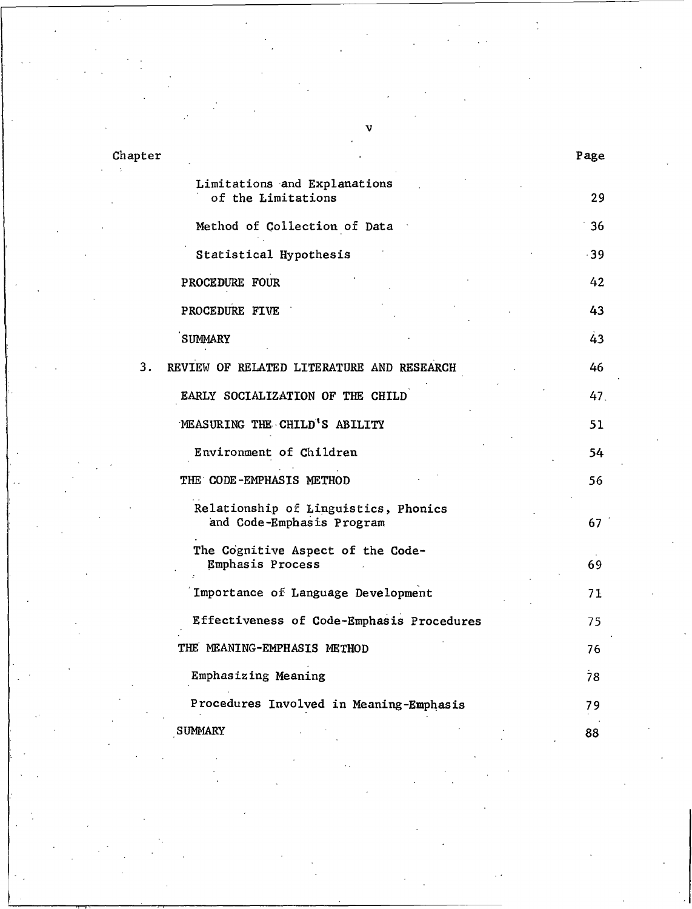| Chapter | | Page |
|---|---|---|
| | Limitations and Explanations of the Limitations | 29 |
| | Method of Collection of Data | 36 |
| | Statistical Hypothesis | 39 |
| | PROCEDURE FOUR | 42 |
| | PROCEDURE FIVE | 43 |
| | SUMMARY | 43 |
| 3. | REVIEW OF RELATED LITERATURE AND RESEARCH | 46 |
| | EARLY SOCIALIZATION OF THE CHILD | 47 |
| | MEASURING THE CHILD'S ABILITY | 51 |
| | Environment of Children | 54 |
| | THE CODE-EMPHASIS METHOD | 56 |
| | Relationship of Linguistics, Phonics and Code-Emphasis Program | 67 |
| | The Cognitive Aspect of the Code-Emphasis Process | 69 |
| | Importance of Language Development | 71 |
| | Effectiveness of Code-Emphasis Procedures | 75 |
| | THE MEANING-EMPHASIS METHOD | 76 |
| | Emphasizing Meaning | 78 |
| | Procedures Involved in Meaning-Emphasis | 79 |
| | SUMMARY | 88 |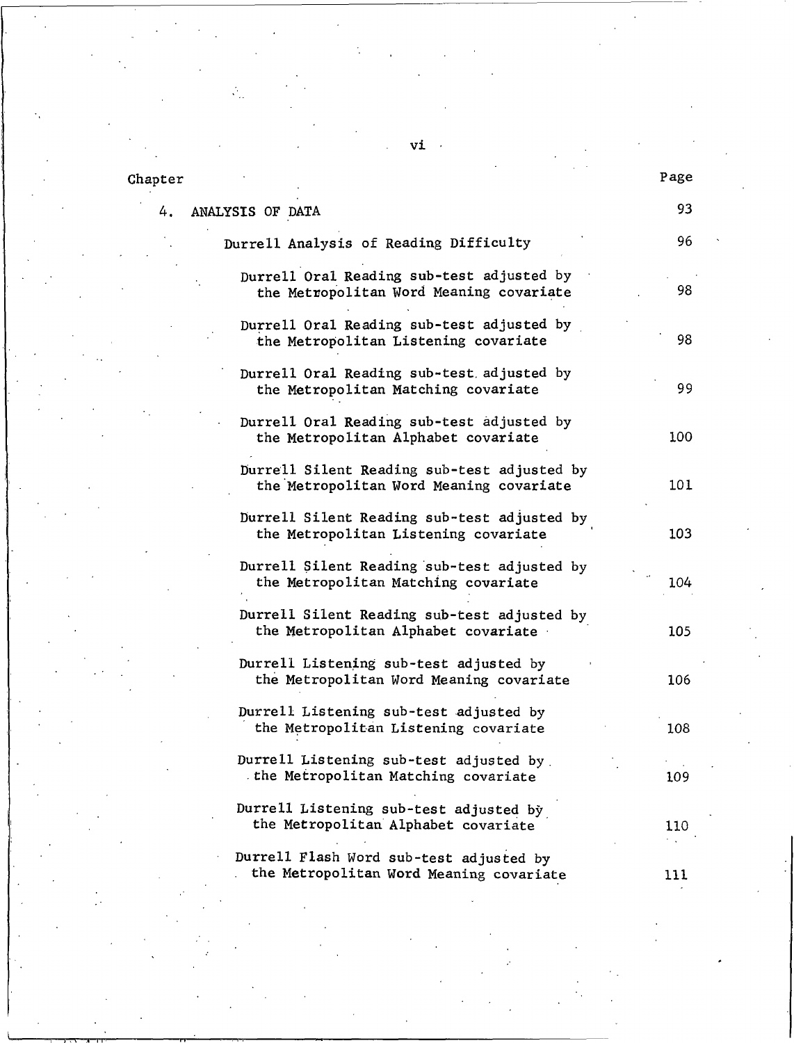| Chapter | Page |
|---|---|
| 4. ANALYSIS OF DATA | 93 |
| Durrell Analysis of Reading Difficulty | 96 |
| Durrell Oral Reading sub-test adjusted by the Metropolitan Word Meaning covariate | 98 |
| Durrell Oral Reading sub-test adjusted by the Metropolitan Listening covariate | 98 |
| Durrell Oral Reading sub-test adjusted by the Metropolitan Matching covariate | 99 |
| Durrell Oral Reading sub-test adjusted by the Metropolitan Alphabet covariate | 100 |
| Durrell Silent Reading sub-test adjusted by the Metropolitan Word Meaning covariate | 101 |
| Durrell Silent Reading sub-test adjusted by the Metropolitan Listening covariate | 103 |
| Durrell Silent Reading sub-test adjusted by the Metropolitan Matching covariate | 104 |
| Durrell Silent Reading sub-test adjusted by the Metropolitan Alphabet covariate | 105 |
| Durrell Listening sub-test adjusted by the Metropolitan Word Meaning covariate | 106 |
| Durrell Listening sub-test adjusted by the Metropolitan Listening covariate | 108 |
| Durrell Listening sub-test adjusted by the Metropolitan Matching covariate | 109 |
| Durrell Listening sub-test adjusted by the Metropolitan Alphabet covariate | 110 |
| Durrell Flash Word sub-test adjusted by the Metropolitan Word Meaning covariate | 111 |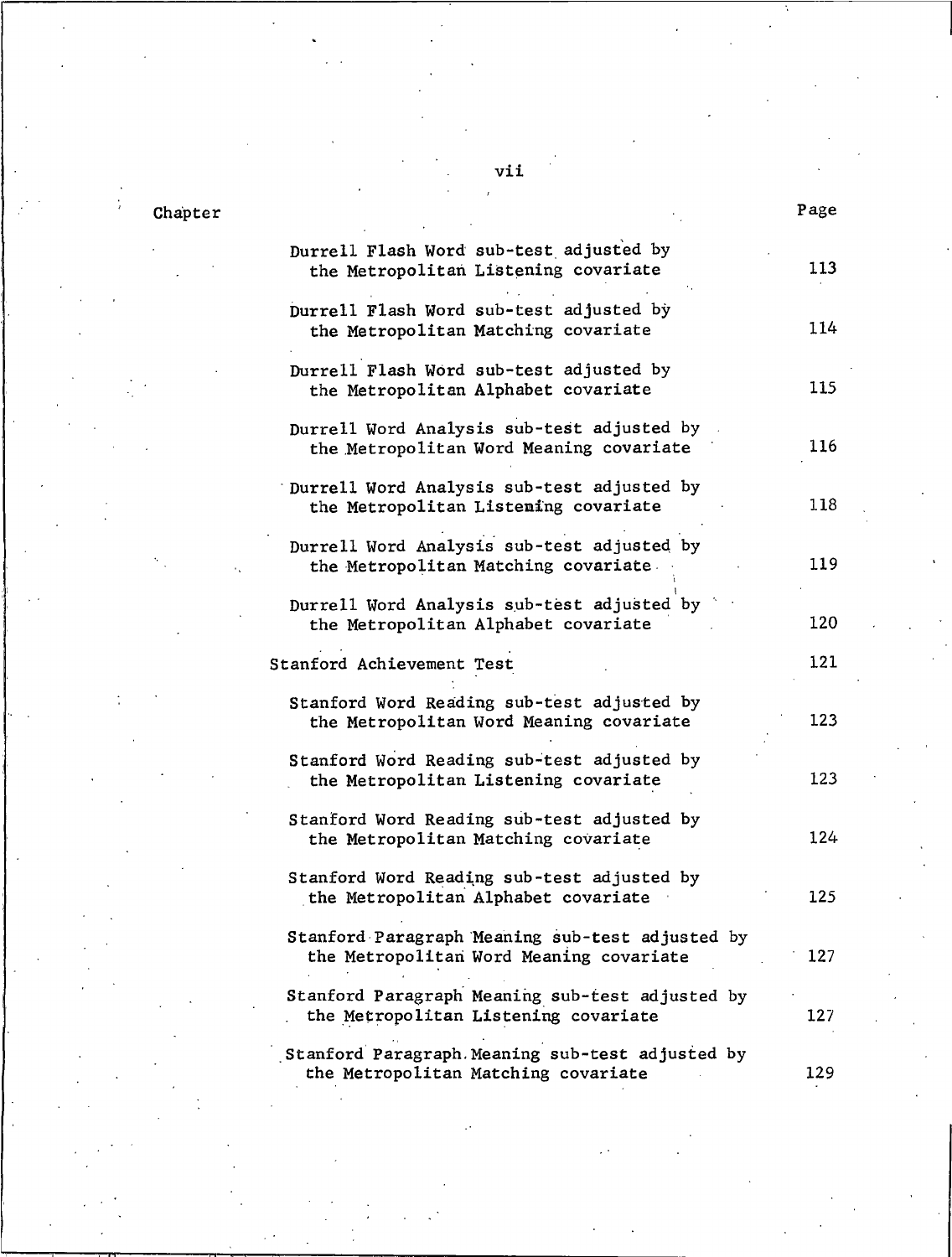| Chapter | Page |
|---|---|
| Durrell Flash Word sub-test adjusted by the Metropolitan Listening covariate | 113 |
| Durrell Flash Word sub-test adjusted by the Metropolitan Matching covariate | 114 |
| Durrell Flash Word sub-test adjusted by the Metropolitan Alphabet covariate | 115 |
| Durrell Word Analysis sub-test adjusted by the Metropolitan Word Meaning covariate | 116 |
| Durrell Word Analysis sub-test adjusted by the Metropolitan Listening covariate | 118 |
| Durrell Word Analysis sub-test adjusted by the Metropolitan Matching covariate | 119 |
| Durrell Word Analysis sub-test adjusted by the Metropolitan Alphabet covariate | 120 |
| Stanford Achievement Test | 121 |
| Stanford Word Reading sub-test adjusted by the Metropolitan Word Meaning covariate | 123 |
| Stanford Word Reading sub-test adjusted by the Metropolitan Listening covariate | 123 |
| Stanford Word Reading sub-test adjusted by the Metropolitan Matching covariate | 124 |
| Stanford Word Reading sub-test adjusted by the Metropolitan Alphabet covariate | 125 |
| Stanford Paragraph Meaning sub-test adjusted by the Metropolitan Word Meaning covariate | 127 |
| Stanford Paragraph Meaning sub-test adjusted by the Metropolitan Listening covariate | 127 |
| Stanford Paragraph Meaning sub-test adjusted by the Metropolitan Matching covariate | 129 |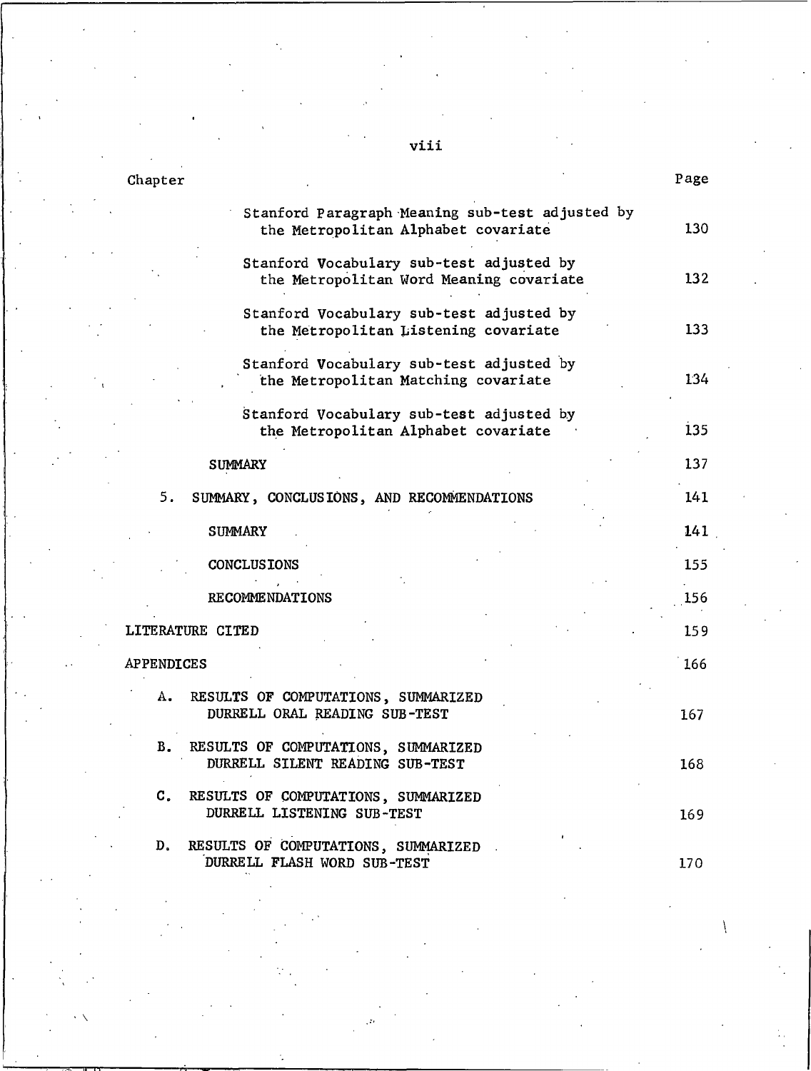| Chapter | Page |
|---|---|
| Stanford Paragraph Meaning sub-test adjusted by the Metropolitan Alphabet covariate | 130 |
| Stanford Vocabulary sub-test adjusted by the Metropolitan Word Meaning covariate | 132 |
| Stanford Vocabulary sub-test adjusted by the Metropolitan Listening covariate | 133 |
| Stanford Vocabulary sub-test adjusted by the Metropolitan Matching covariate | 134 |
| Stanford Vocabulary sub-test adjusted by the Metropolitan Alphabet covariate | 135 |
| SUMMARY | 137 |
| 5. SUMMARY, CONCLUSIONS, AND RECOMMENDATIONS | 141 |
| SUMMARY | 141 |
| CONCLUSIONS | 155 |
| RECOMMENDATIONS | 156 |
| LITERATURE CITED | 159 |
| APPENDICES | 166 |
| A. RESULTS OF COMPUTATIONS, SUMMARIZED DURRELL ORAL READING SUB-TEST | 167 |
| B. RESULTS OF COMPUTATIONS, SUMMARIZED DURRELL SILENT READING SUB-TEST | 168 |
| C. RESULTS OF COMPUTATIONS, SUMMARIZED DURRELL LISTENING SUB-TEST | 169 |
| D. RESULTS OF COMPUTATIONS, SUMMARIZED DURRELL FLASH WORD SUB-TEST | 170 |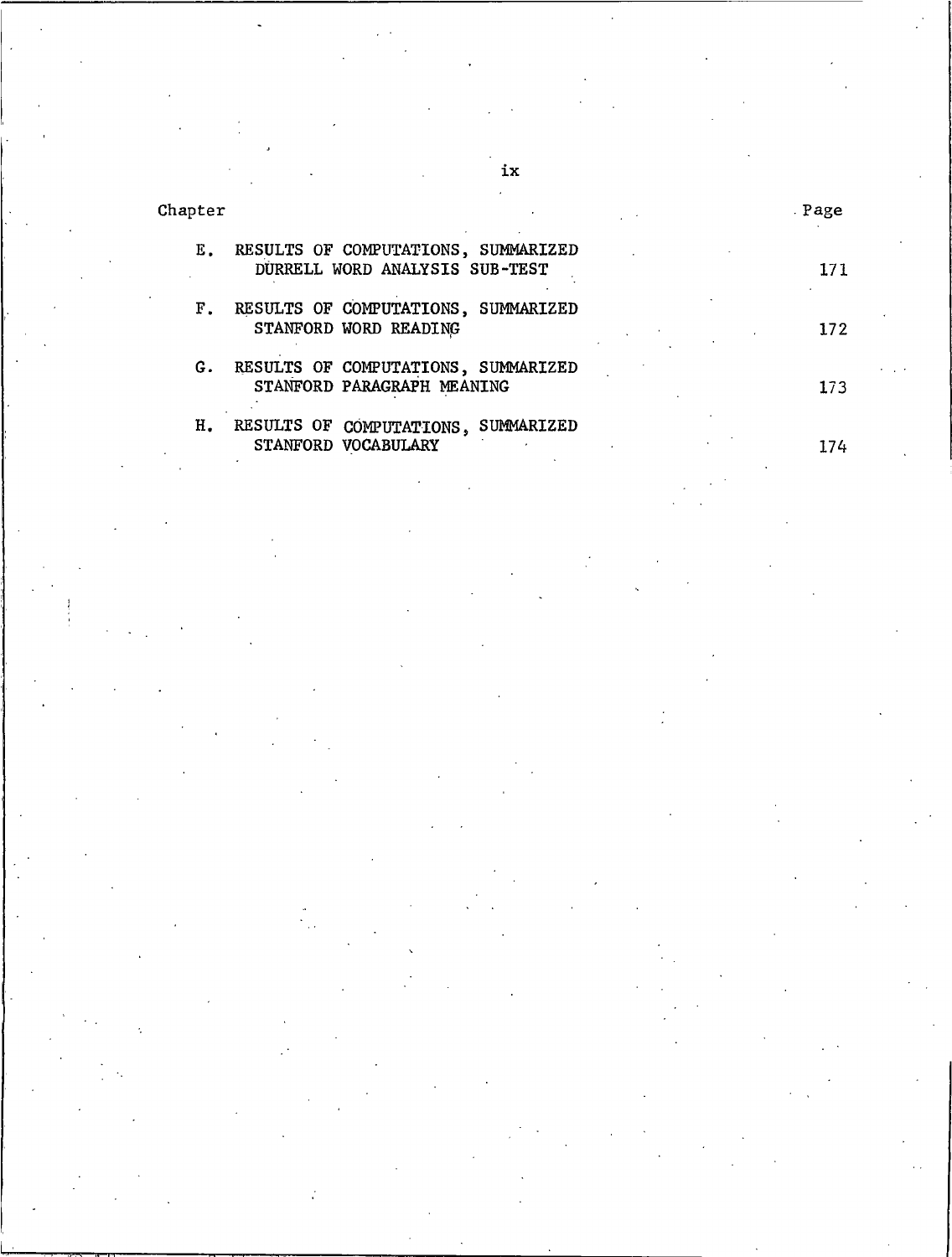| Chapter | | Page |
|---|---|---|
| E. | RESULTS OF COMPUTATIONS, SUMMARIZED DURRELL WORD ANALYSIS SUB-TEST | 171 |
| F. | RESULTS OF COMPUTATIONS, SUMMARIZED STANFORD WORD READING | 172 |
| G. | RESULTS OF COMPUTATIONS, SUMMARIZED STANFORD PARAGRAPH MEANING | 173 |
| H. | RESULTS OF COMPUTATIONS, SUMMARIZED STANFORD VOCABULARY | 174 |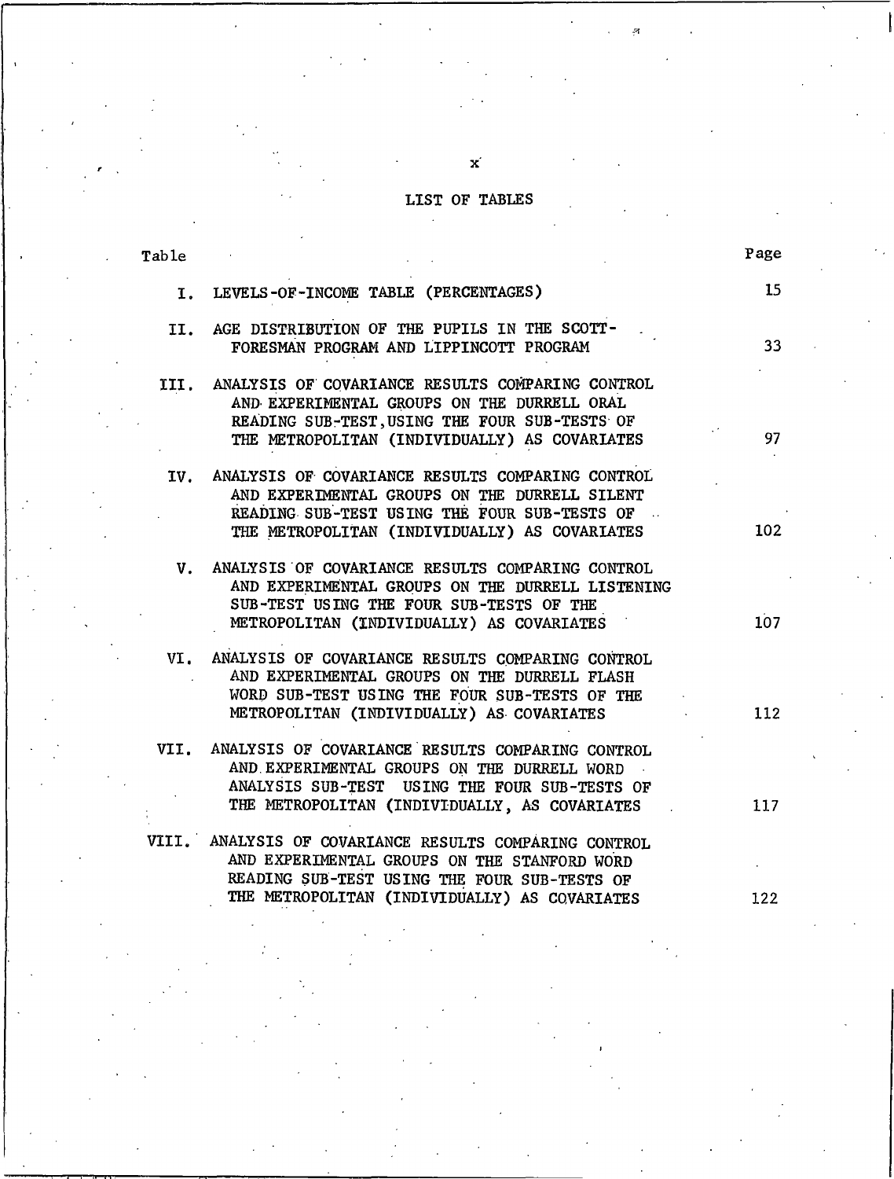# LIST OF TABLES

| Table | | Page |
|---|---|---|
| I. | LEVELS-OF-INCOME TABLE (PERCENTAGES) | 15 |
| II. | AGE DISTRIBUTION OF THE PUPILS IN THE SCOTT-FORESMAN PROGRAM AND LIPPINCOTT PROGRAM | 33 |
| III. | ANALYSIS OF COVARIANCE RESULTS COMPARING CONTROL AND EXPERIMENTAL GROUPS ON THE DURRELL ORAL READING SUB-TEST, USING THE FOUR SUB-TESTS OF THE METROPOLITAN (INDIVIDUALLY) AS COVARIATES | 97 |
| IV. | ANALYSIS OF COVARIANCE RESULTS COMPARING CONTROL AND EXPERIMENTAL GROUPS ON THE DURRELL SILENT READING SUB-TEST USING THE FOUR SUB-TESTS OF THE METROPOLITAN (INDIVIDUALLY) AS COVARIATES | 102 |
| V. | ANALYSIS OF COVARIANCE RESULTS COMPARING CONTROL AND EXPERIMENTAL GROUPS ON THE DURRELL LISTENING SUB-TEST USING THE FOUR SUB-TESTS OF THE METROPOLITAN (INDIVIDUALLY) AS COVARIATES | 107 |
| VI. | ANALYSIS OF COVARIANCE RESULTS COMPARING CONTROL AND EXPERIMENTAL GROUPS ON THE DURRELL FLASH WORD SUB-TEST USING THE FOUR SUB-TESTS OF THE METROPOLITAN (INDIVIDUALLY) AS COVARIATES | 112 |
| VII. | ANALYSIS OF COVARIANCE RESULTS COMPARING CONTROL AND EXPERIMENTAL GROUPS ON THE DURRELL WORD ANALYSIS SUB-TEST USING THE FOUR SUB-TESTS OF THE METROPOLITAN (INDIVIDUALLY, AS COVARIATES | 117 |
| VIII. | ANALYSIS OF COVARIANCE RESULTS COMPARING CONTROL AND EXPERIMENTAL GROUPS ON THE STANFORD WORD READING SUB-TEST USING THE FOUR SUB-TESTS OF THE METROPOLITAN (INDIVIDUALLY) AS COVARIATES | 122 |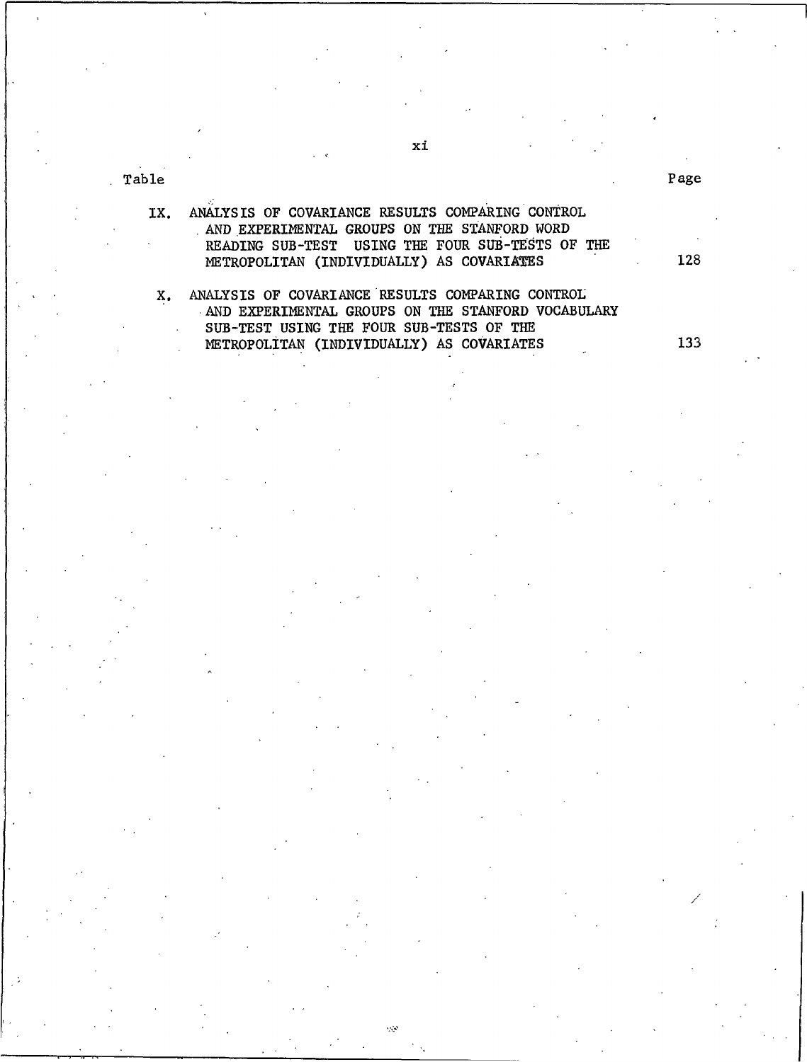| Table | | Page |
|---|---|---|
| IX. | ANALYSIS OF COVARIANCE RESULTS COMPARING CONTROL AND EXPERIMENTAL GROUPS ON THE STANFORD WORD READING SUB-TEST USING THE FOUR SUB-TESTS OF THE METROPOLITAN (INDIVIDUALLY) AS COVARIATES | 128 |
| X. | ANALYSIS OF COVARIANCE RESULTS COMPARING CONTROL AND EXPERIMENTAL GROUPS ON THE STANFORD VOCABULARY SUB-TEST USING THE FOUR SUB-TESTS OF THE METROPOLITAN (INDIVIDUALLY) AS COVARIATES | 133 |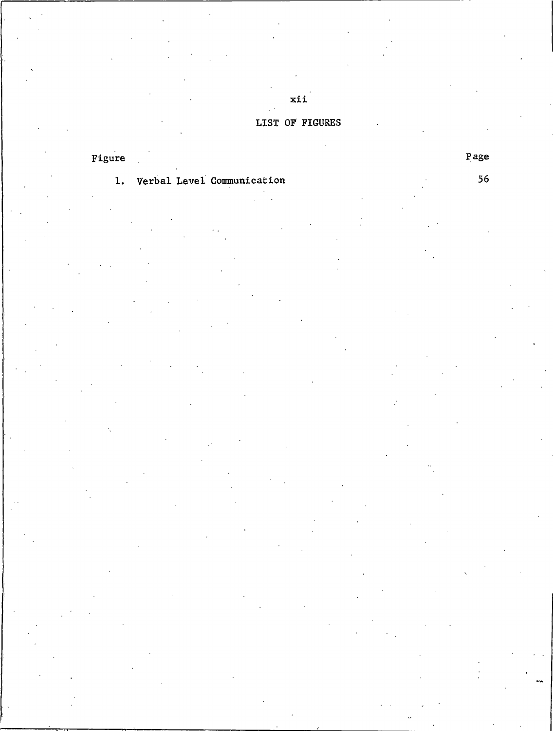## LIST OF FIGURES

| Figure | Page |
| --- | --- |
| 1. Verbal Level Communication | 56 |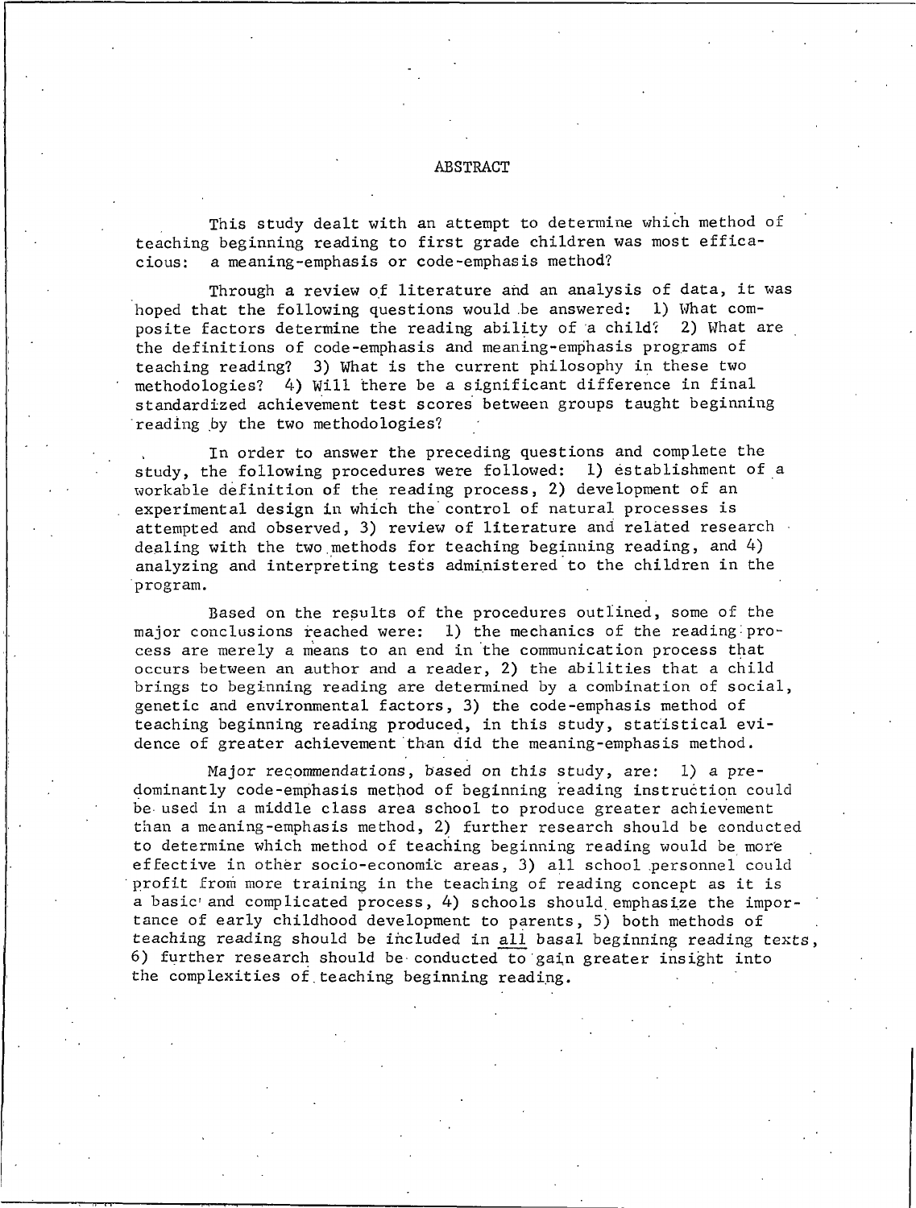# ABSTRACT

This study dealt with an attempt to determine which method of teaching beginning reading to first grade children was most efficacious: a meaning-emphasis or code-emphasis method?

Through a review of literature and an analysis of data, it was hoped that the following questions would be answered: 1) What composite factors determine the reading ability of a child? 2) What are the definitions of code-emphasis and meaning-emphasis programs of teaching reading? 3) What is the current philosophy in these two methodologies? 4) Will there be a significant difference in final standardized achievement test scores between groups taught beginning reading by the two methodologies?

In order to answer the preceding questions and complete the study, the following procedures were followed: 1) establishment of a workable definition of the reading process, 2) development of an experimental design in which the control of natural processes is attempted and observed, 3) review of literature and related research dealing with the two methods for teaching beginning reading, and 4) analyzing and interpreting tests administered to the children in the program.

Based on the results of the procedures outlined, some of the major conclusions reached were: 1) the mechanics of the reading process are merely a means to an end in the communication process that occurs between an author and a reader, 2) the abilities that a child brings to beginning reading are determined by a combination of social, genetic and environmental factors, 3) the code-emphasis method of teaching beginning reading produced, in this study, statistical evidence of greater achievement than did the meaning-emphasis method.

Major recommendations, based on this study, are: 1) a predominantly code-emphasis method of beginning reading instruction could be used in a middle class area school to produce greater achievement than a meaning-emphasis method, 2) further research should be conducted to determine which method of teaching beginning reading would be more effective in other socio-economic areas, 3) all school personnel could profit from more training in the teaching of reading concept as it is a basic and complicated process, 4) schools should emphasize the importance of early childhood development to parents, 5) both methods of teaching reading should be included in <u>all</u> basal beginning reading texts, 6) further research should be conducted to gain greater insight into the complexities of teaching beginning reading.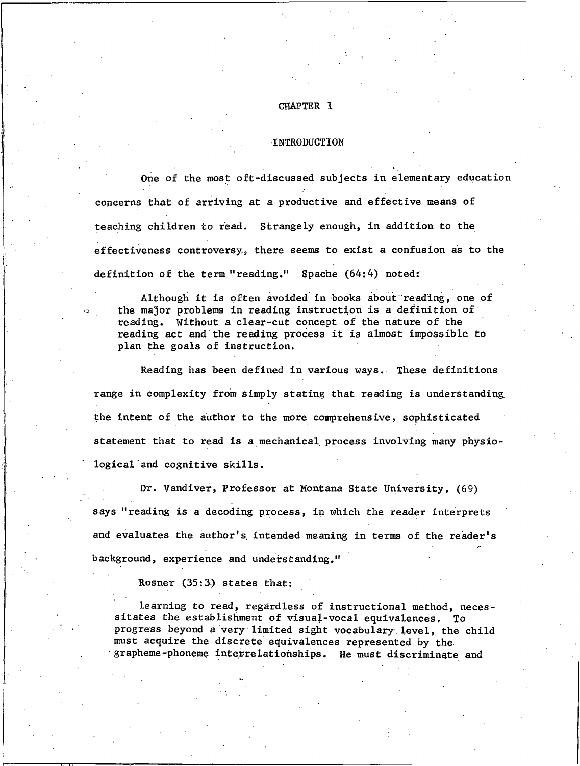# CHAPTER 1

## INTRODUCTION

One of the most oft-discussed subjects in elementary education concerns that of arriving at a productive and effective means of teaching children to read. Strangely enough, in addition to the effectiveness controversy, there seems to exist a confusion as to the definition of the term "reading." Spache (64:4) noted:

> Although it is often avoided in books about reading, one of the major problems in reading instruction is a definition of reading. Without a clear-cut concept of the nature of the reading act and the reading process it is almost impossible to plan the goals of instruction.

Reading has been defined in various ways. These definitions range in complexity from simply stating that reading is understanding the intent of the author to the more comprehensive, sophisticated statement that to read is a mechanical process involving many physiological and cognitive skills.

Dr. Vandiver, Professor at Montana State University, (69) says "reading is a decoding process, in which the reader interprets and evaluates the author's intended meaning in terms of the reader's background, experience and understanding."

Rosner (35:3) states that:

> learning to read, regardless of instructional method, necessitates the establishment of visual-vocal equivalences. To progress beyond a very limited sight vocabulary level, the child must acquire the discrete equivalences represented by the grapheme-phoneme interrelationships. He must discriminate and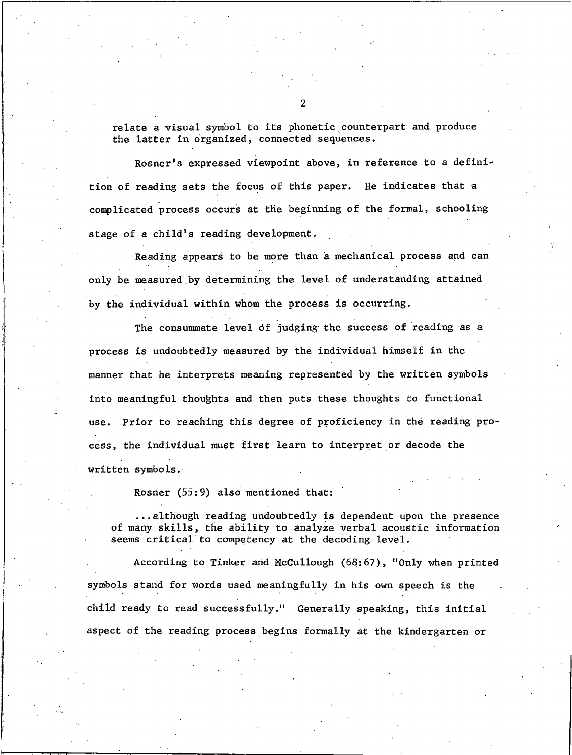relate a visual symbol to its phonetic counterpart and produce the latter in organized, connected sequences.

Rosner's expressed viewpoint above, in reference to a definition of reading sets the focus of this paper. He indicates that a complicated process occurs at the beginning of the formal, schooling stage of a child's reading development.

Reading appears to be more than a mechanical process and can only be measured by determining the level of understanding attained by the individual within whom the process is occurring.

The consummate level of judging the success of reading as a process is undoubtedly measured by the individual himself in the manner that he interprets meaning represented by the written symbols into meaningful thoughts and then puts these thoughts to functional use. Prior to reaching this degree of proficiency in the reading process, the individual must first learn to interpret or decode the written symbols.

Rosner (55:9) also mentioned that:

> ...although reading undoubtedly is dependent upon the presence of many skills, the ability to analyze verbal acoustic information seems critical to competency at the decoding level.

According to Tinker and McCullough (68:67), "Only when printed symbols stand for words used meaningfully in his own speech is the child ready to read successfully." Generally speaking, this initial aspect of the reading process begins formally at the kindergarten or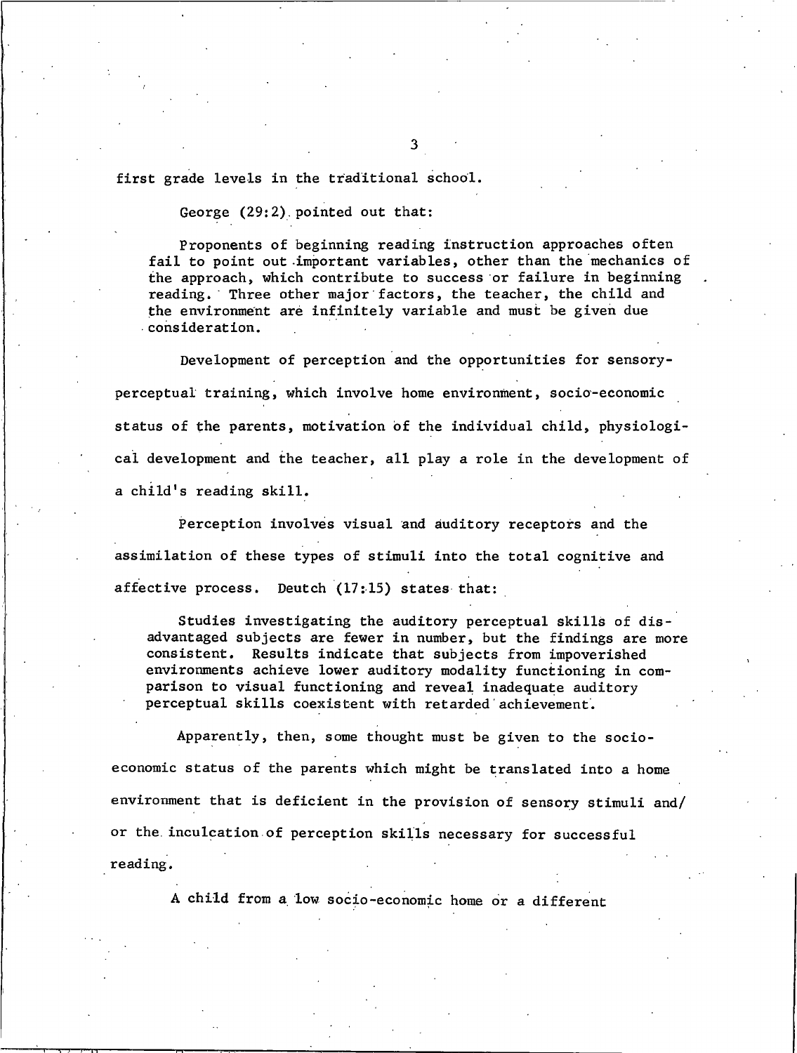first grade levels in the traditional school.

George (29:2) pointed out that:

> Proponents of beginning reading instruction approaches often fail to point out important variables, other than the mechanics of the approach, which contribute to success or failure in beginning reading. Three other major factors, the teacher, the child and the environment are infinitely variable and must be given due consideration.

Development of perception and the opportunities for sensory-perceptual training, which involve home environment, socio-economic status of the parents, motivation of the individual child, physiological development and the teacher, all play a role in the development of a child's reading skill.

Perception involves visual and auditory receptors and the assimilation of these types of stimuli into the total cognitive and affective process. Deutch (17:15) states that:

> Studies investigating the auditory perceptual skills of disadvantaged subjects are fewer in number, but the findings are more consistent. Results indicate that subjects from impoverished environments achieve lower auditory modality functioning in comparison to visual functioning and reveal inadequate auditory perceptual skills coexistent with retarded achievement.

Apparently, then, some thought must be given to the socio-economic status of the parents which might be translated into a home environment that is deficient in the provision of sensory stimuli and/or the inculcation of perception skills necessary for successful reading.

A child from a low socio-economic home or a different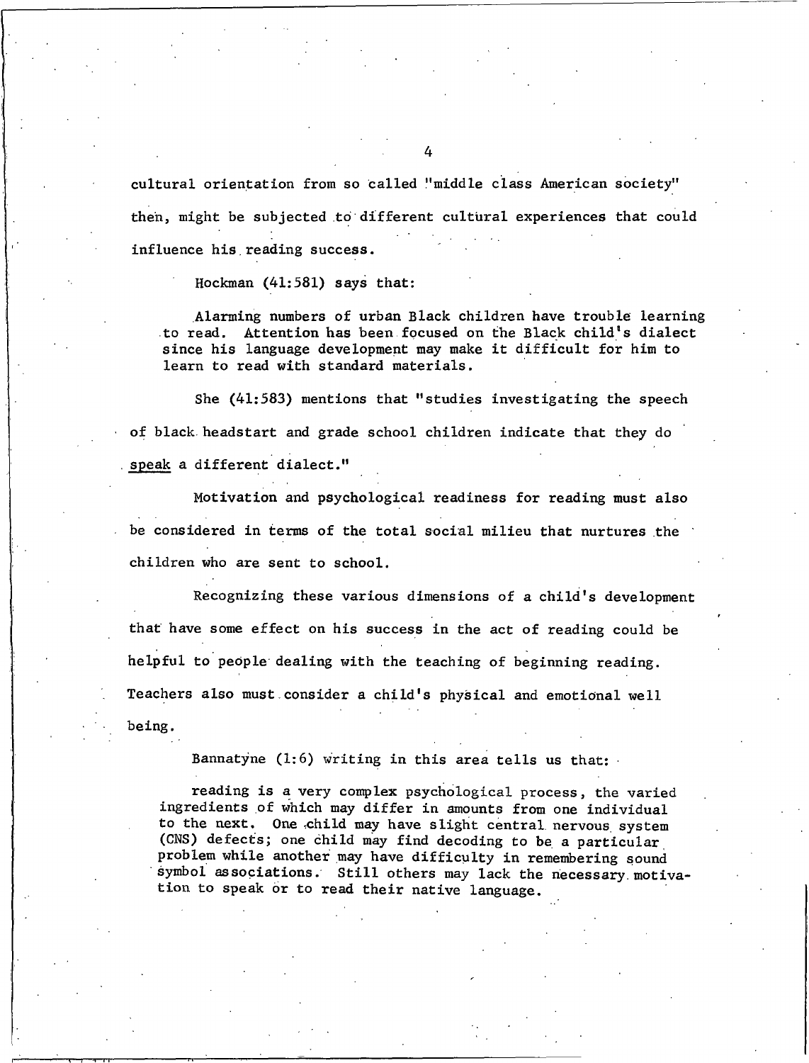cultural orientation from so called "middle class American society" then, might be subjected to different cultural experiences that could influence his reading success.

Hockman (41:581) says that:

> Alarming numbers of urban Black children have trouble learning to read. Attention has been focused on the Black child's dialect since his language development may make it difficult for him to learn to read with standard materials.

She (41:583) mentions that "studies investigating the speech of black headstart and grade school children indicate that they do speak a different dialect."

Motivation and psychological readiness for reading must also be considered in terms of the total social milieu that nurtures the children who are sent to school.

Recognizing these various dimensions of a child's development that have some effect on his success in the act of reading could be helpful to people dealing with the teaching of beginning reading. Teachers also must consider a child's physical and emotional well being.

Bannatyne (1:6) writing in this area tells us that:

> reading is a very complex psychological process, the varied ingredients of which may differ in amounts from one individual to the next. One child may have slight central nervous system (CNS) defects; one child may find decoding to be a particular problem while another may have difficulty in remembering sound symbol associations. Still others may lack the necessary motivation to speak or to read their native language.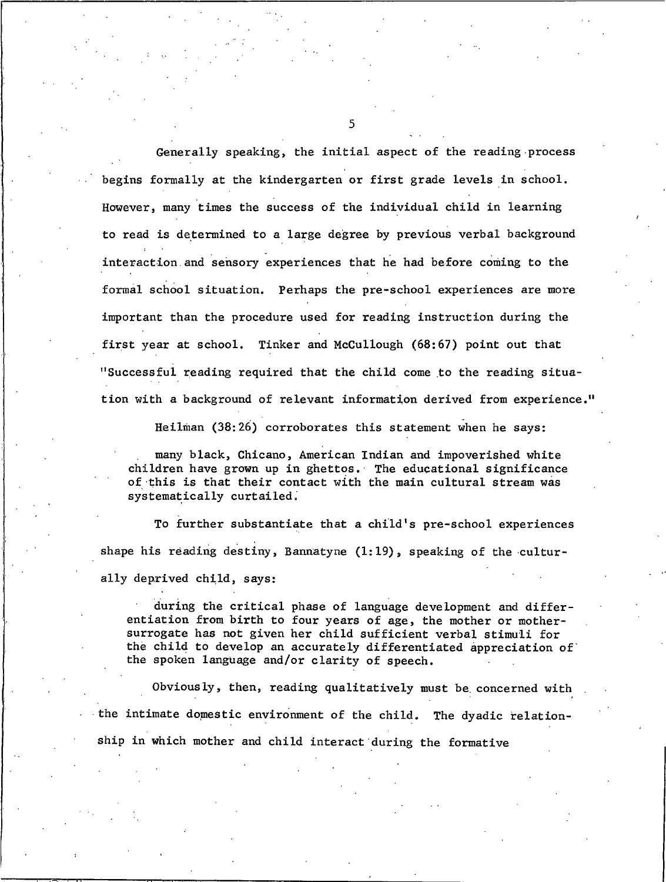Generally speaking, the initial aspect of the reading process begins formally at the kindergarten or first grade levels in school. However, many times the success of the individual child in learning to read is determined to a large degree by previous verbal background interaction and sensory experiences that he had before coming to the formal school situation. Perhaps the pre-school experiences are more important than the procedure used for reading instruction during the first year at school. Tinker and McCullough (68:67) point out that "Successful reading required that the child come to the reading situation with a background of relevant information derived from experience."

Heilman (38:26) corroborates this statement when he says:

> . many black, Chicano, American Indian and impoverished white children have grown up in ghettos. The educational significance of this is that their contact with the main cultural stream was systematically curtailed.

To further substantiate that a child's pre-school experiences shape his reading destiny, Bannatyne (1:19), speaking of the culturally deprived child, says:

> during the critical phase of language development and differentiation from birth to four years of age, the mother or mother-surrogate has not given her child sufficient verbal stimuli for the child to develop an accurately differentiated appreciation of the spoken language and/or clarity of speech.

Obviously, then, reading qualitatively must be concerned with the intimate domestic environment of the child. The dyadic relationship in which mother and child interact during the formative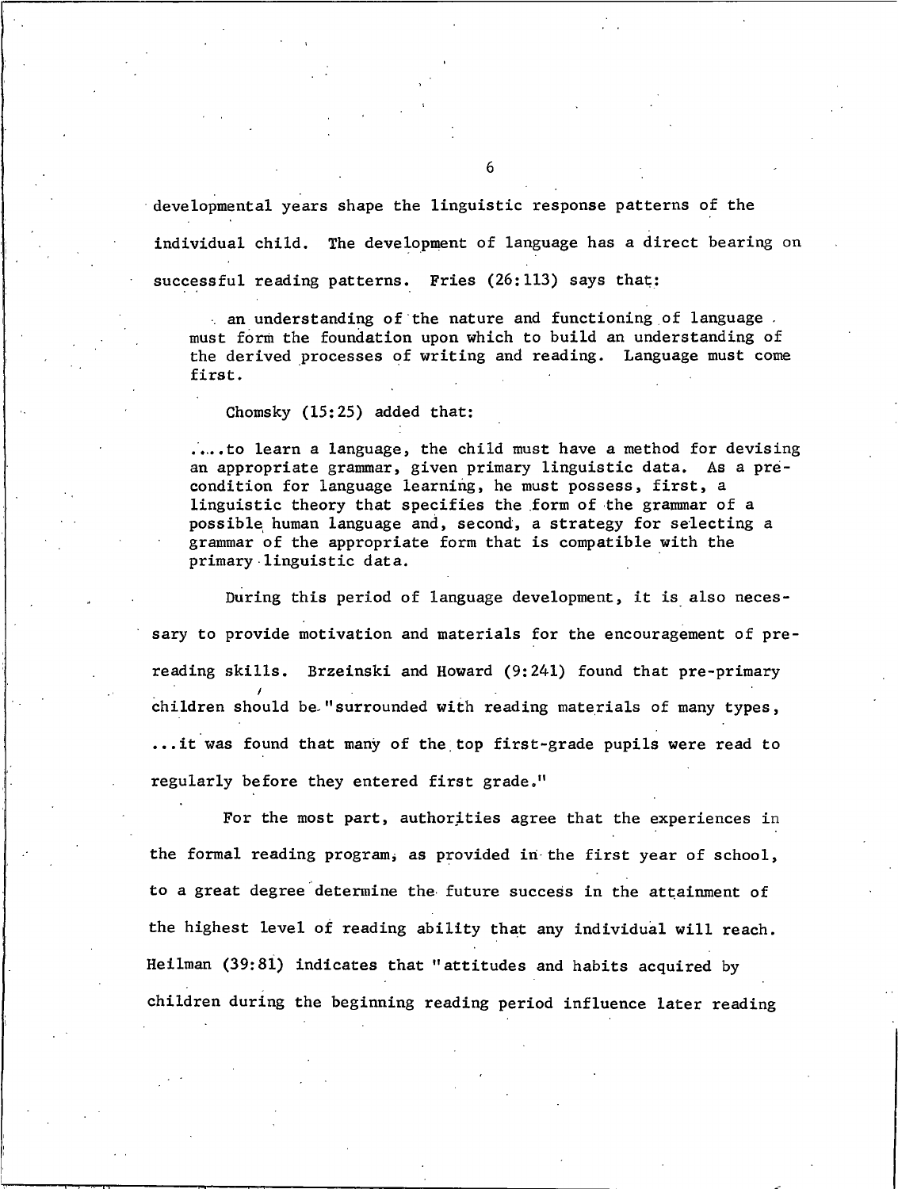developmental years shape the linguistic response patterns of the individual child. The development of language has a direct bearing on successful reading patterns. Fries (26:113) says that:

> . an understanding of the nature and functioning of language . must form the foundation upon which to build an understanding of the derived processes of writing and reading. Language must come first.

Chomsky (15:25) added that:

> .....to learn a language, the child must have a method for devising an appropriate grammar, given primary linguistic data. As a precondition for language learning, he must possess, first, a linguistic theory that specifies the form of the grammar of a possible human language and, second, a strategy for selecting a grammar of the appropriate form that is compatible with the primary linguistic data.

During this period of language development, it is also necessary to provide motivation and materials for the encouragement of pre-reading skills. Brzeinski and Howard (9:241) found that pre-primary children should be "surrounded with reading materials of many types, ...it was found that many of the top first-grade pupils were read to regularly before they entered first grade."

For the most part, authorities agree that the experiences in the formal reading program, as provided in the first year of school, to a great degree determine the future success in the attainment of the highest level of reading ability that any individual will reach. Heilman (39:81) indicates that "attitudes and habits acquired by children during the beginning reading period influence later reading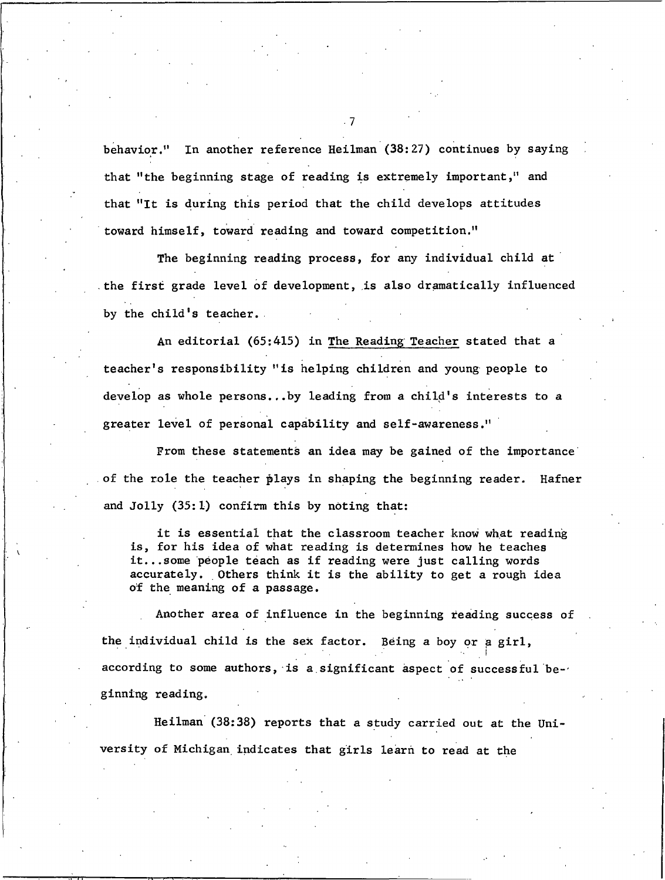behavior." In another reference Heilman (38:27) continues by saying that "the beginning stage of reading is extremely important," and that "It is during this period that the child develops attitudes toward himself, toward reading and toward competition."

The beginning reading process, for any individual child at the first grade level of development, is also dramatically influenced by the child's teacher.

An editorial (65:415) in The Reading Teacher stated that a teacher's responsibility "is helping children and young people to develop as whole persons...by leading from a child's interests to a greater level of personal capability and self-awareness."

From these statements an idea may be gained of the importance of the role the teacher plays in shaping the beginning reader. Hafner and Jolly (35:1) confirm this by noting that:

> it is essential that the classroom teacher know what reading is, for his idea of what reading is determines how he teaches it...some people teach as if reading were just calling words accurately. Others think it is the ability to get a rough idea of the meaning of a passage.

Another area of influence in the beginning reading success of the individual child is the sex factor. Being a boy or a girl, according to some authors, is a significant aspect of successful beginning reading.

Heilman (38:38) reports that a study carried out at the University of Michigan indicates that girls learn to read at the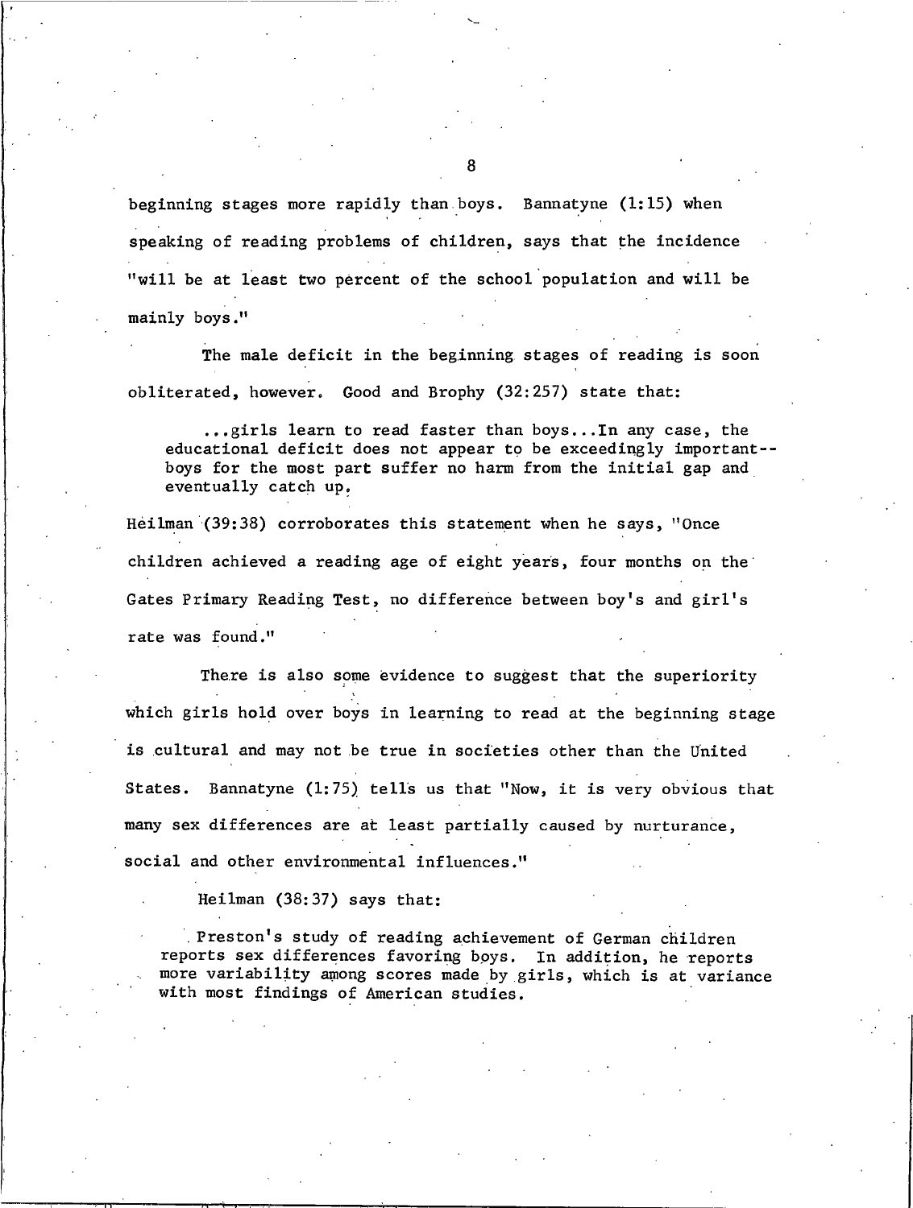beginning stages more rapidly than boys. Bannatyne (1:15) when speaking of reading problems of children, says that the incidence "will be at least two percent of the school population and will be mainly boys."

The male deficit in the beginning stages of reading is soon obliterated, however. Good and Brophy (32:257) state that:

> ...girls learn to read faster than boys...In any case, the educational deficit does not appear to be exceedingly important--boys for the most part suffer no harm from the initial gap and eventually catch up.

Heilman (39:38) corroborates this statement when he says, "Once children achieved a reading age of eight years, four months on the Gates Primary Reading Test, no difference between boy's and girl's rate was found."

There is also some evidence to suggest that the superiority which girls hold over boys in learning to read at the beginning stage is cultural and may not be true in societies other than the United States. Bannatyne (1:75) tells us that "Now, it is very obvious that many sex differences are at least partially caused by nurturance, social and other environmental influences."

Heilman (38:37) says that:

> Preston's study of reading achievement of German children reports sex differences favoring boys. In addition, he reports more variability among scores made by girls, which is at variance with most findings of American studies.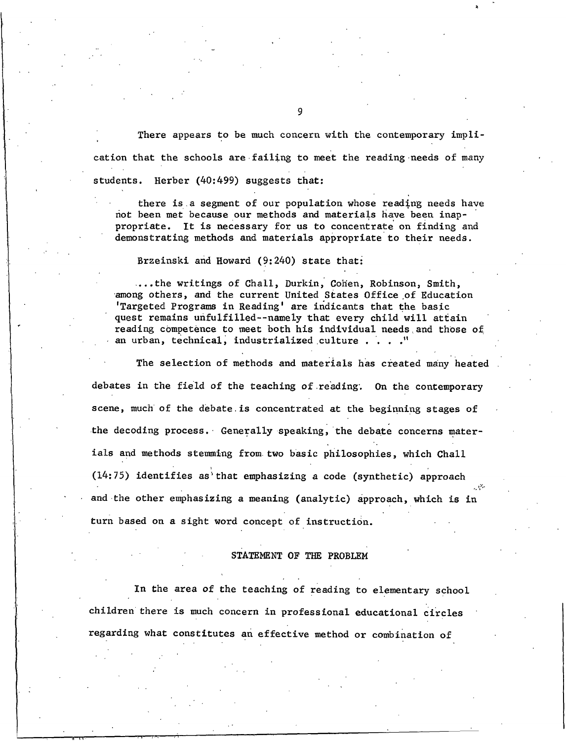There appears to be much concern with the contemporary implication that the schools are failing to meet the reading needs of many students. Herber (40:499) suggests that:

> there is a segment of our population whose reading needs have not been met because our methods and materials have been inappropriate. It is necessary for us to concentrate on finding and demonstrating methods and materials appropriate to their needs.

Brzeinski and Howard (9:240) state that:

> ...the writings of Chall, Durkin, Cohen, Robinson, Smith, among others, and the current United States Office of Education 'Targeted Programs in Reading' are indicants that the basic quest remains unfulfilled--namely that every child will attain reading competence to meet both his individual needs and those of an urban, technical, industrialized culture . . . ."

The selection of methods and materials has created many heated debates in the field of the teaching of reading. On the contemporary scene, much of the debate is concentrated at the beginning stages of the decoding process. Generally speaking, the debate concerns materials and methods stemming from two basic philosophies, which Chall (14:75) identifies as that emphasizing a code (synthetic) approach and the other emphasizing a meaning (analytic) approach, which is in turn based on a sight word concept of instruction.

## STATEMENT OF THE PROBLEM

In the area of the teaching of reading to elementary school children there is much concern in professional educational circles regarding what constitutes an effective method or combination of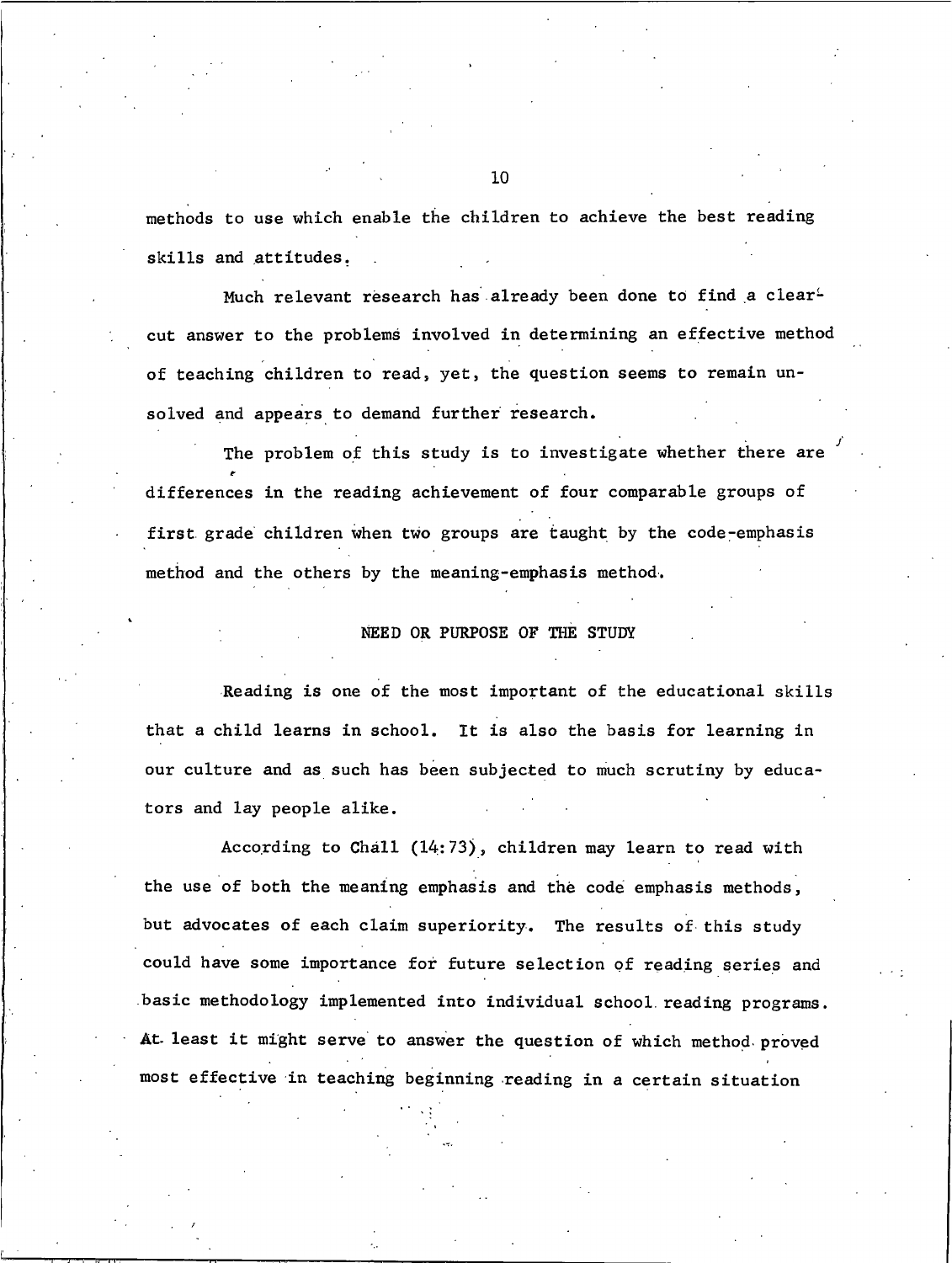methods to use which enable the children to achieve the best reading skills and attitudes.

Much relevant research has already been done to find a clear-cut answer to the problems involved in determining an effective method of teaching children to read, yet, the question seems to remain unsolved and appears to demand further research.

The problem of this study is to investigate whether there are differences in the reading achievement of four comparable groups of first grade children when two groups are taught by the code-emphasis method and the others by the meaning-emphasis method.

## NEED OR PURPOSE OF THE STUDY

Reading is one of the most important of the educational skills that a child learns in school. It is also the basis for learning in our culture and as such has been subjected to much scrutiny by educators and lay people alike.

According to Chall (14:73), children may learn to read with the use of both the meaning emphasis and the code emphasis methods, but advocates of each claim superiority. The results of this study could have some importance for future selection of reading series and basic methodology implemented into individual school reading programs. At least it might serve to answer the question of which method proved most effective in teaching beginning reading in a certain situation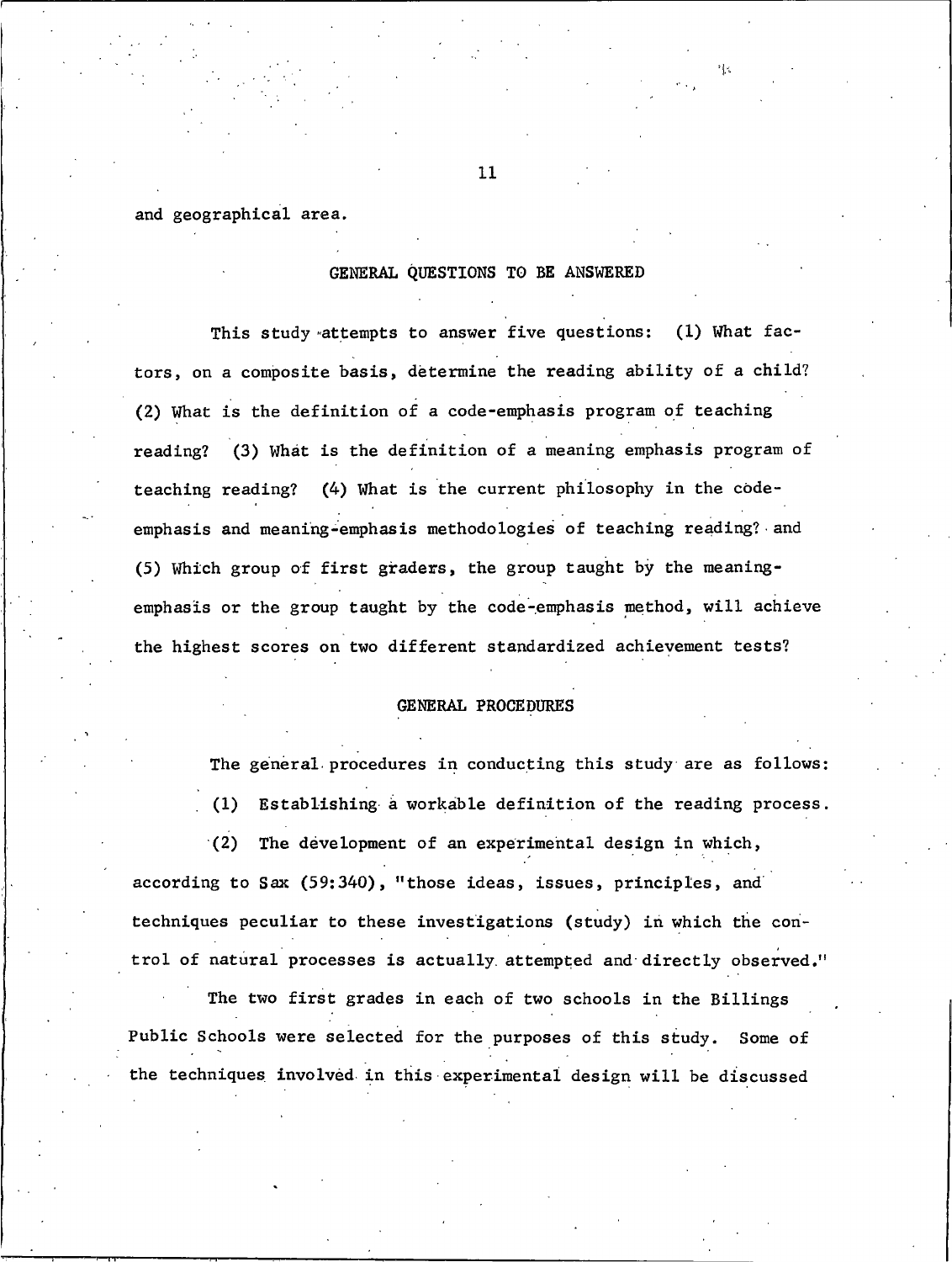and geographical area.

## GENERAL QUESTIONS TO BE ANSWERED

This study attempts to answer five questions: (1) What factors, on a composite basis, determine the reading ability of a child? (2) What is the definition of a code-emphasis program of teaching reading? (3) What is the definition of a meaning emphasis program of teaching reading? (4) What is the current philosophy in the code-emphasis and meaning-emphasis methodologies of teaching reading? and (5) Which group of first graders, the group taught by the meaning-emphasis or the group taught by the code-emphasis method, will achieve the highest scores on two different standardized achievement tests?

## GENERAL PROCEDURES

The general procedures in conducting this study are as follows:

(1) Establishing a workable definition of the reading process.

(2) The development of an experimental design in which, according to Sax (59:340), "those ideas, issues, principles, and techniques peculiar to these investigations (study) in which the control of natural processes is actually attempted and directly observed."

The two first grades in each of two schools in the Billings Public Schools were selected for the purposes of this study. Some of the techniques involved in this experimental design will be discussed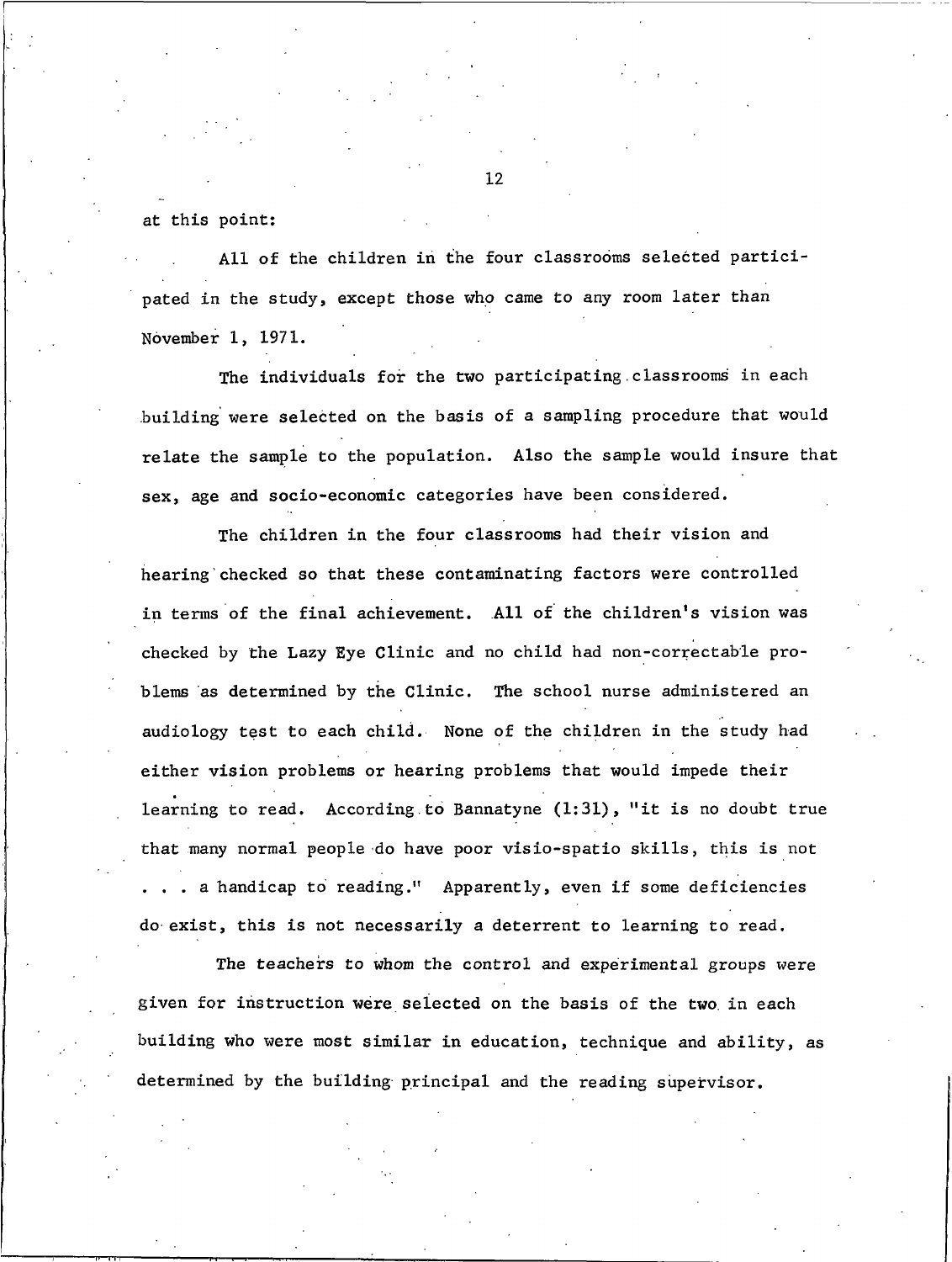at this point:

All of the children in the four classrooms selected participated in the study, except those who came to any room later than November 1, 1971.

The individuals for the two participating classrooms in each building were selected on the basis of a sampling procedure that would relate the sample to the population. Also the sample would insure that sex, age and socio-economic categories have been considered.

The children in the four classrooms had their vision and hearing checked so that these contaminating factors were controlled in terms of the final achievement. All of the children's vision was checked by the Lazy Eye Clinic and no child had non-correctable problems as determined by the Clinic. The school nurse administered an audiology test to each child. None of the children in the study had either vision problems or hearing problems that would impede their learning to read. According to Bannatyne (1:31), "it is no doubt true that many normal people do have poor visio-spatio skills, this is not . . . a handicap to reading." Apparently, even if some deficiencies do exist, this is not necessarily a deterrent to learning to read.

The teachers to whom the control and experimental groups were given for instruction were selected on the basis of the two in each building who were most similar in education, technique and ability, as determined by the building principal and the reading supervisor.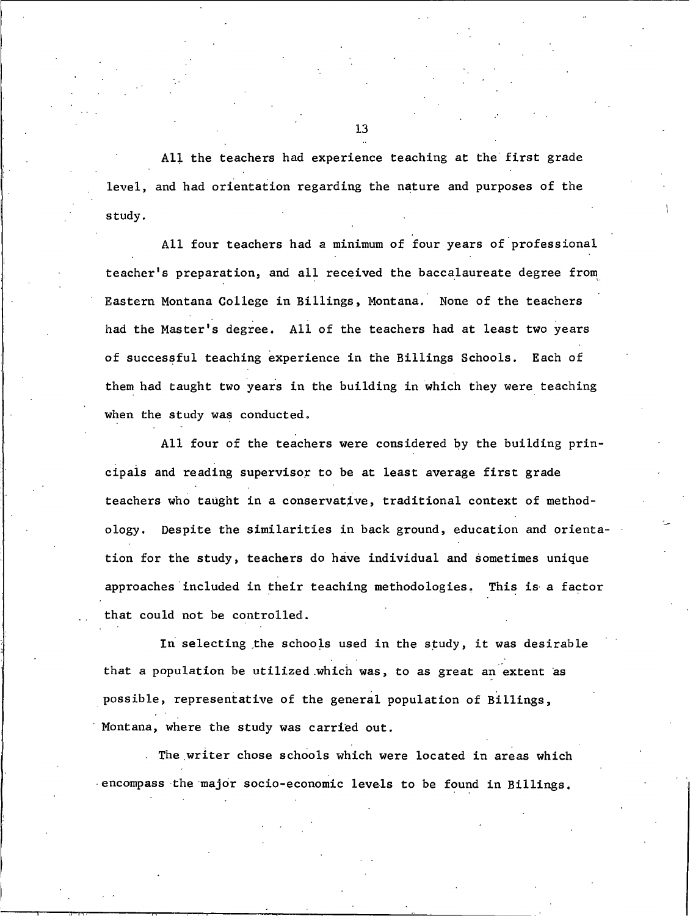All the teachers had experience teaching at the first grade level, and had orientation regarding the nature and purposes of the study.

All four teachers had a minimum of four years of professional teacher's preparation, and all received the baccalaureate degree from Eastern Montana College in Billings, Montana. None of the teachers had the Master's degree. All of the teachers had at least two years of successful teaching experience in the Billings Schools. Each of them had taught two years in the building in which they were teaching when the study was conducted.

All four of the teachers were considered by the building principals and reading supervisor to be at least average first grade teachers who taught in a conservative, traditional context of methodology. Despite the similarities in back ground, education and orientation for the study, teachers do have individual and sometimes unique approaches included in their teaching methodologies. This is a factor that could not be controlled.

In selecting the schools used in the study, it was desirable that a population be utilized which was, to as great an extent as possible, representative of the general population of Billings, Montana, where the study was carried out.

The writer chose schools which were located in areas which encompass the major socio-economic levels to be found in Billings.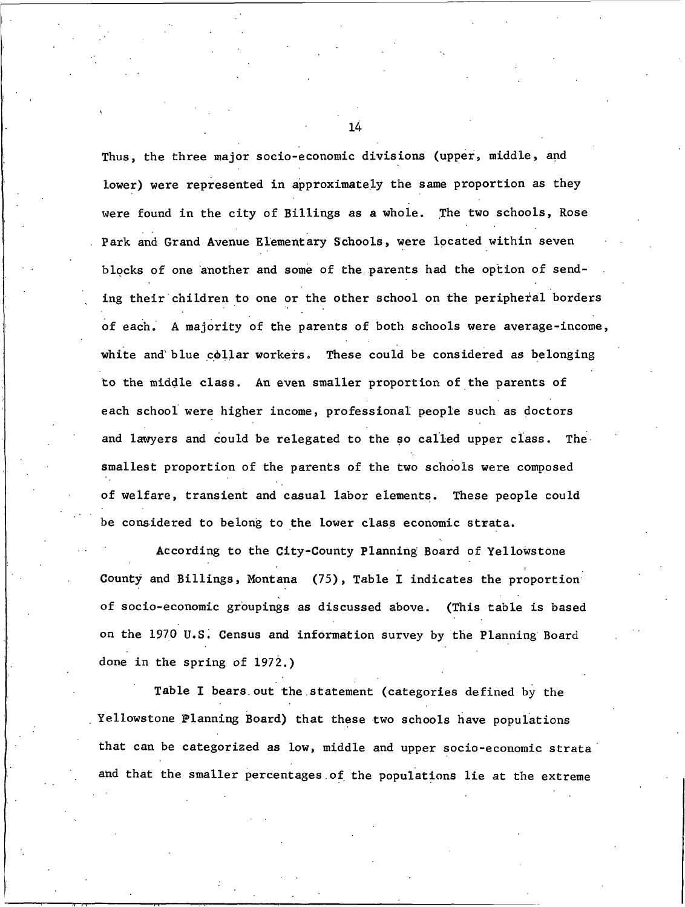Thus, the three major socio-economic divisions (upper, middle, and lower) were represented in approximately the same proportion as they were found in the city of Billings as a whole. The two schools, Rose Park and Grand Avenue Elementary Schools, were located within seven blocks of one another and some of the parents had the option of sending their children to one or the other school on the peripheral borders of each. A majority of the parents of both schools were average-income, white and blue collar workers. These could be considered as belonging to the middle class. An even smaller proportion of the parents of each school were higher income, professional people such as doctors and lawyers and could be relegated to the so called upper class. The smallest proportion of the parents of the two schools were composed of welfare, transient and casual labor elements. These people could be considered to belong to the lower class economic strata.

According to the City-County Planning Board of Yellowstone County and Billings, Montana (75), Table I indicates the proportion of socio-economic groupings as discussed above. (This table is based on the 1970 U.S. Census and information survey by the Planning Board done in the spring of 1972.)

Table I bears out the statement (categories defined by the Yellowstone Planning Board) that these two schools have populations that can be categorized as low, middle and upper socio-economic strata and that the smaller percentages of the populations lie at the extreme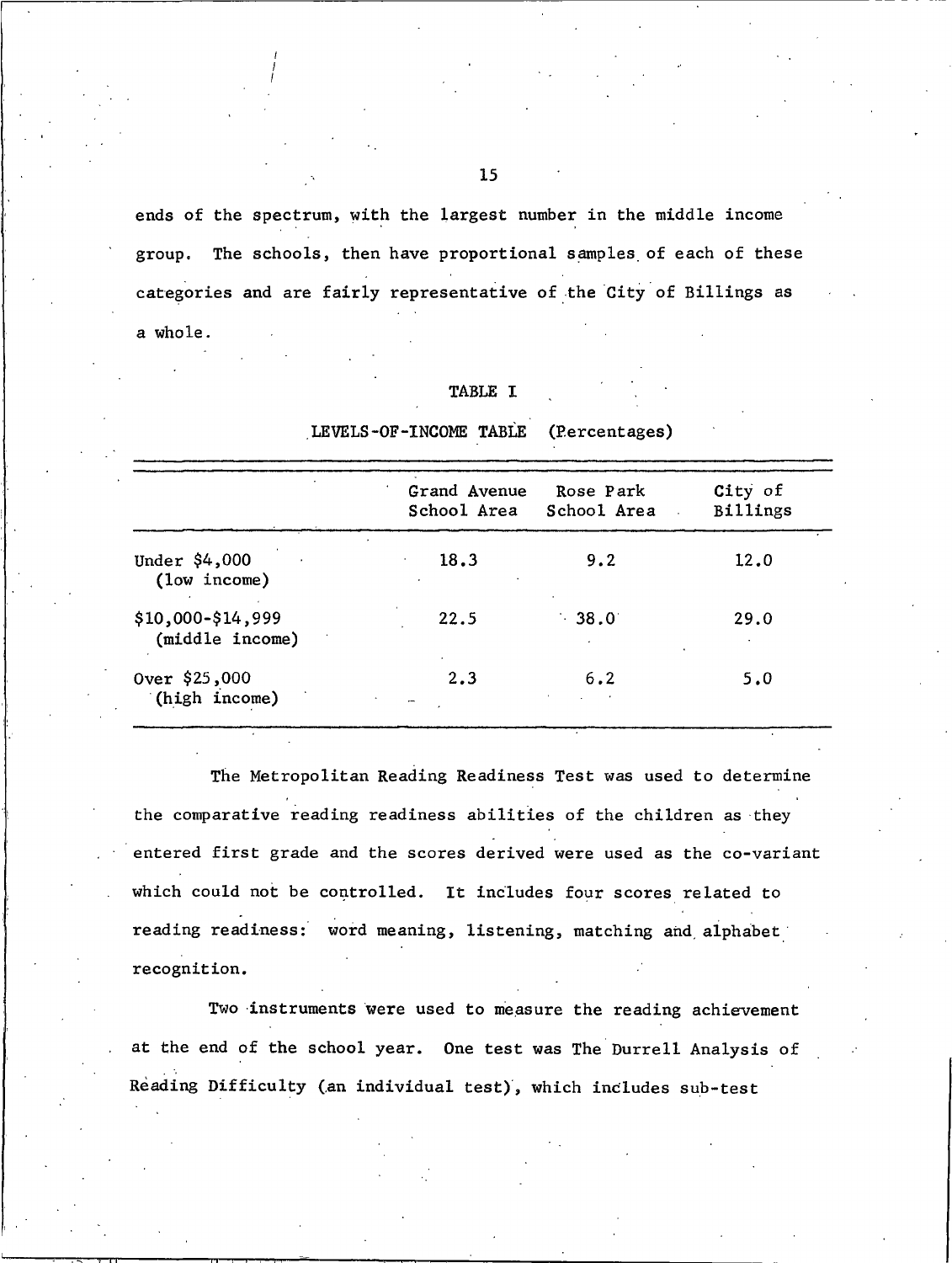ends of the spectrum, with the largest number in the middle income group. The schools, then have proportional samples of each of these categories and are fairly representative of the City of Billings as a whole.

TABLE I

LEVELS-OF-INCOME TABLE (Percentages)

| | Grand Avenue School Area | Rose Park School Area | City of Billings |
|---|---|---|---|
| Under $4,000 (low income) | 18.3 | 9.2 | 12.0 |
| $10,000-$14,999 (middle income) | 22.5 | 38.0 | 29.0 |
| Over $25,000 (high income) | 2.3 | 6.2 | 5.0 |

The Metropolitan Reading Readiness Test was used to determine the comparative reading readiness abilities of the children as they entered first grade and the scores derived were used as the co-variant which could not be controlled. It includes four scores related to reading readiness: word meaning, listening, matching and alphabet recognition.

Two instruments were used to measure the reading achievement at the end of the school year. One test was The Durrell Analysis of Reading Difficulty (an individual test), which includes sub-test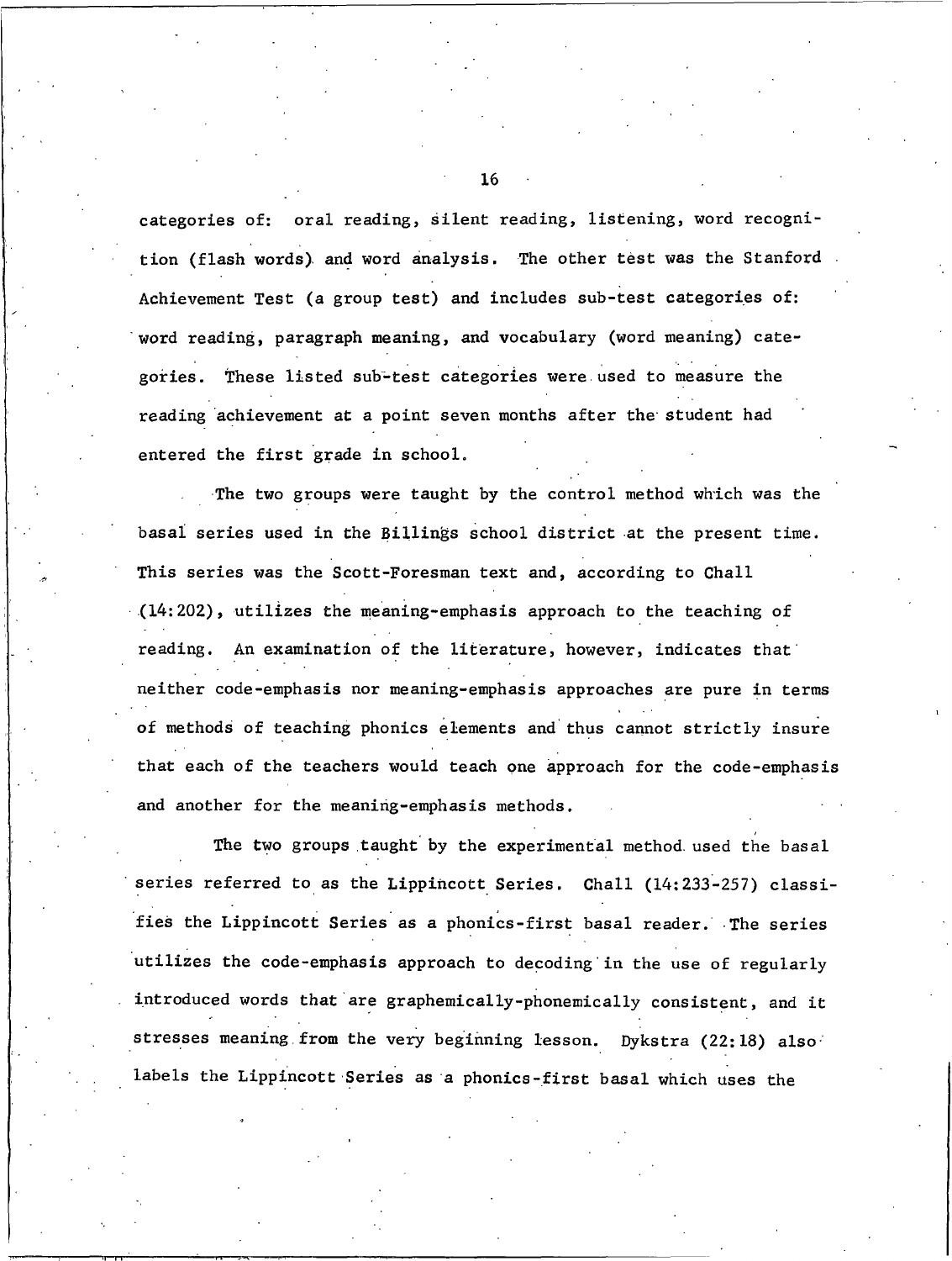categories of: oral reading, silent reading, listening, word recognition (flash words) and word analysis. The other test was the Stanford Achievement Test (a group test) and includes sub-test categories of: word reading, paragraph meaning, and vocabulary (word meaning) categories. These listed sub-test categories were used to measure the reading achievement at a point seven months after the student had entered the first grade in school.

The two groups were taught by the control method which was the basal series used in the Billings school district at the present time. This series was the Scott-Foresman text and, according to Chall (14:202), utilizes the meaning-emphasis approach to the teaching of reading. An examination of the literature, however, indicates that neither code-emphasis nor meaning-emphasis approaches are pure in terms of methods of teaching phonics elements and thus cannot strictly insure that each of the teachers would teach one approach for the code-emphasis and another for the meaning-emphasis methods.

The two groups taught by the experimental method used the basal series referred to as the Lippincott Series. Chall (14:233-257) classifies the Lippincott Series as a phonics-first basal reader. The series utilizes the code-emphasis approach to decoding in the use of regularly introduced words that are graphemically-phonemically consistent, and it stresses meaning from the very beginning lesson. Dykstra (22:18) also labels the Lippincott Series as a phonics-first basal which uses the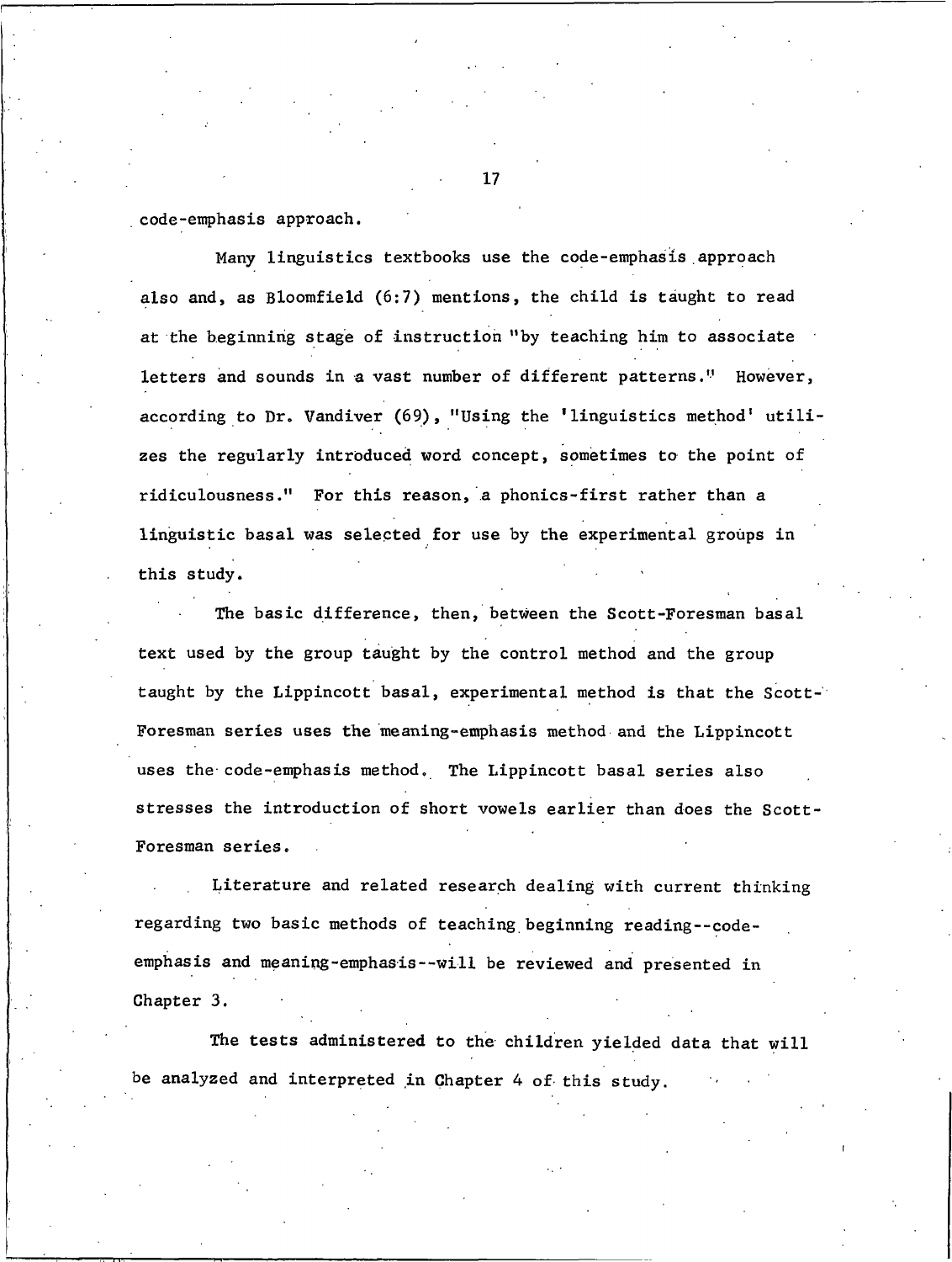code-emphasis approach.

Many linguistics textbooks use the code-emphasis approach also and, as Bloomfield (6:7) mentions, the child is taught to read at the beginning stage of instruction "by teaching him to associate letters and sounds in a vast number of different patterns." However, according to Dr. Vandiver (69), "Using the 'linguistics method' utilizes the regularly introduced word concept, sometimes to the point of ridiculousness." For this reason, a phonics-first rather than a linguistic basal was selected for use by the experimental groups in this study.

The basic difference, then, between the Scott-Foresman basal text used by the group taught by the control method and the group taught by the Lippincott basal, experimental method is that the Scott-Foresman series uses the meaning-emphasis method and the Lippincott uses the code-emphasis method. The Lippincott basal series also stresses the introduction of short vowels earlier than does the Scott-Foresman series.

Literature and related research dealing with current thinking regarding two basic methods of teaching beginning reading--code-emphasis and meaning-emphasis--will be reviewed and presented in Chapter 3.

The tests administered to the children yielded data that will be analyzed and interpreted in Chapter 4 of this study.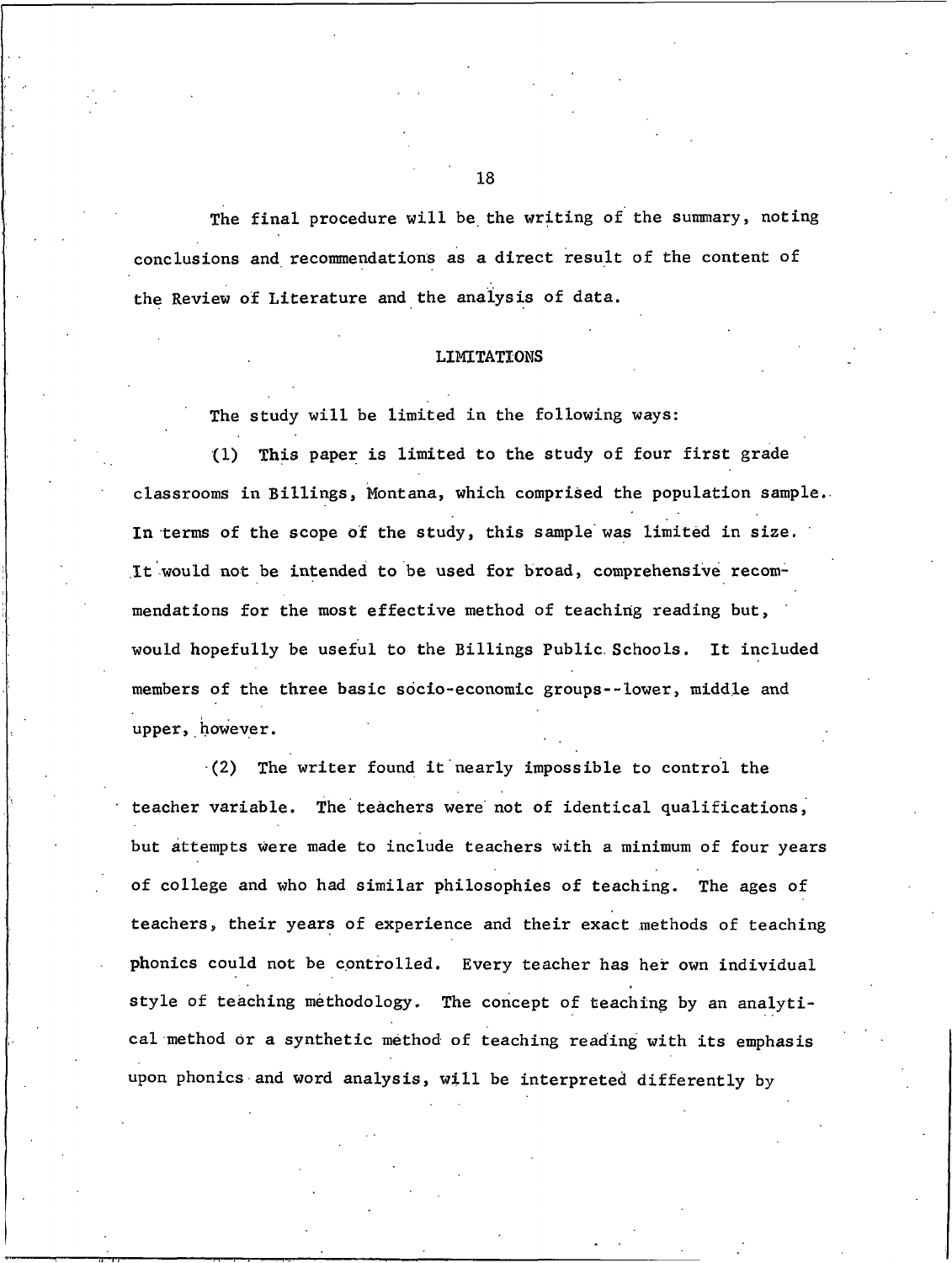The final procedure will be the writing of the summary, noting conclusions and recommendations as a direct result of the content of the Review of Literature and the analysis of data.

## LIMITATIONS

The study will be limited in the following ways:

(1) This paper is limited to the study of four first grade classrooms in Billings, Montana, which comprised the population sample. In terms of the scope of the study, this sample was limited in size. It would not be intended to be used for broad, comprehensive recommendations for the most effective method of teaching reading but, would hopefully be useful to the Billings Public Schools. It included members of the three basic socio-economic groups--lower, middle and upper, however.

(2) The writer found it nearly impossible to control the teacher variable. The teachers were not of identical qualifications, but attempts were made to include teachers with a minimum of four years of college and who had similar philosophies of teaching. The ages of teachers, their years of experience and their exact methods of teaching phonics could not be controlled. Every teacher has her own individual style of teaching methodology. The concept of teaching by an analytical method or a synthetic method of teaching reading with its emphasis upon phonics and word analysis, will be interpreted differently by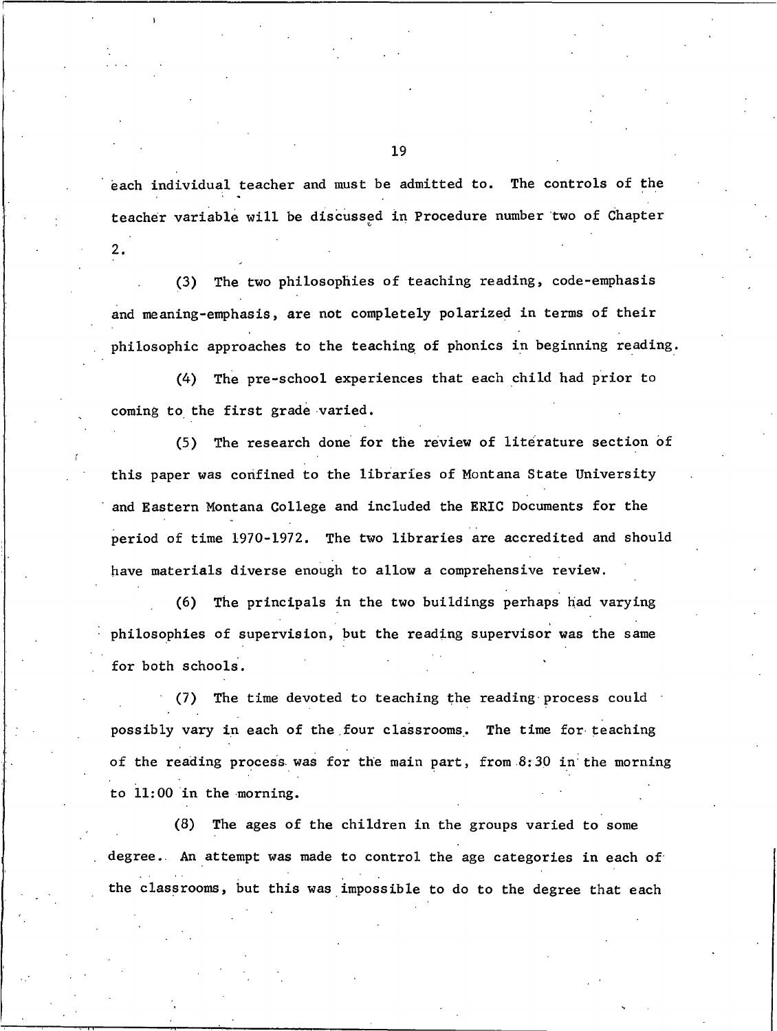each individual teacher and must be admitted to. The controls of the teacher variable will be discussed in Procedure number two of Chapter 2.

(3) The two philosophies of teaching reading, code-emphasis and meaning-emphasis, are not completely polarized in terms of their philosophic approaches to the teaching of phonics in beginning reading.

(4) The pre-school experiences that each child had prior to coming to the first grade varied.

(5) The research done for the review of literature section of this paper was confined to the libraries of Montana State University and Eastern Montana College and included the ERIC Documents for the period of time 1970-1972. The two libraries are accredited and should have materials diverse enough to allow a comprehensive review.

(6) The principals in the two buildings perhaps had varying philosophies of supervision, but the reading supervisor was the same for both schools.

(7) The time devoted to teaching the reading process could possibly vary in each of the four classrooms. The time for teaching of the reading process was for the main part, from 8:30 in the morning to 11:00 in the morning.

(8) The ages of the children in the groups varied to some degree. An attempt was made to control the age categories in each of the classrooms, but this was impossible to do to the degree that each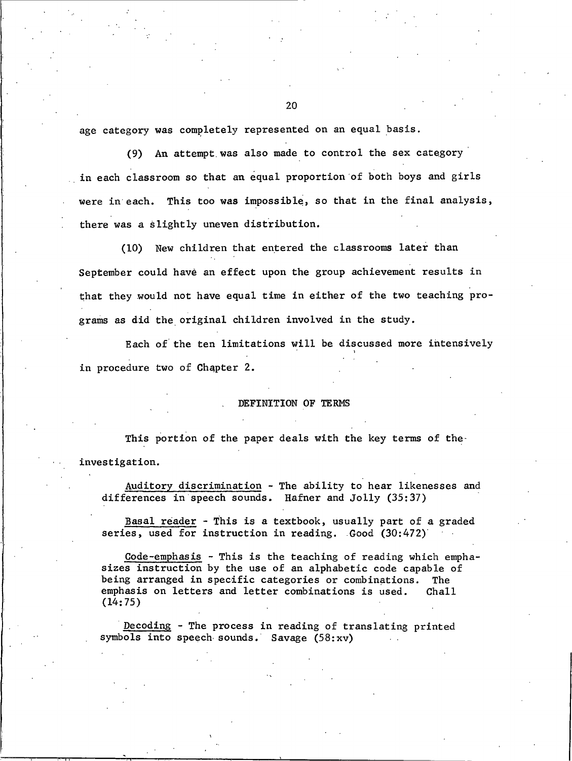age category was completely represented on an equal basis.

(9) An attempt was also made to control the sex category in each classroom so that an equal proportion of both boys and girls were in each. This too was impossible, so that in the final analysis, there was a slightly uneven distribution.

(10) New children that entered the classrooms later than September could have an effect upon the group achievement results in that they would not have equal time in either of the two teaching programs as did the original children involved in the study.

Each of the ten limitations will be discussed more intensively in procedure two of Chapter 2.

## DEFINITION OF TERMS

This portion of the paper deals with the key terms of the investigation.

Auditory discrimination - The ability to hear likenesses and differences in speech sounds. Hafner and Jolly (35:37)

Basal reader - This is a textbook, usually part of a graded series, used for instruction in reading. Good (30:472)

Code-emphasis - This is the teaching of reading which emphasizes instruction by the use of an alphabetic code capable of being arranged in specific categories or combinations. The emphasis on letters and letter combinations is used. Chall (14:75)

Decoding - The process in reading of translating printed symbols into speech sounds. Savage (58:xv)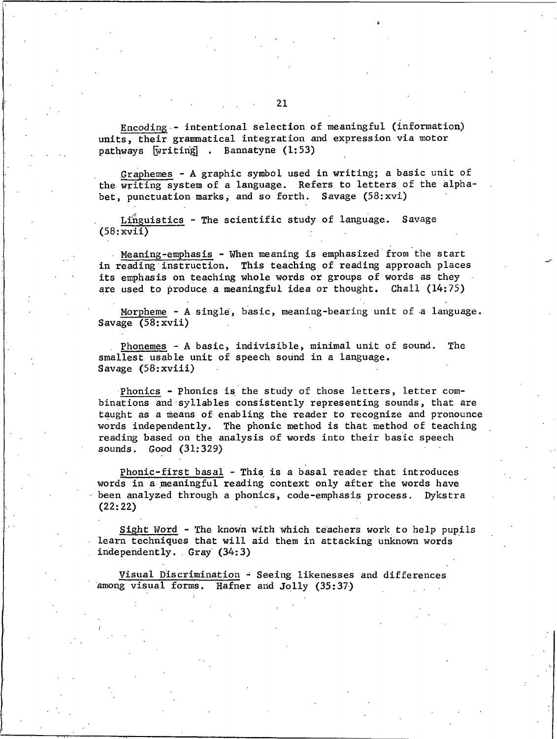<u>Encoding</u> - intentional selection of meaningful (information) units, their grammatical integration and expression via motor pathways [writing] . Bannatyne (1:53)

<u>Graphemes</u> - A graphic symbol used in writing; a basic unit of the writing system of a language. Refers to letters of the alphabet, punctuation marks, and so forth. Savage (58:xvi)

<u>Linguistics</u> - The scientific study of language. Savage (58:xvii)

<u>Meaning-emphasis</u> - When meaning is emphasized from the start in reading instruction. This teaching of reading approach places its emphasis on teaching whole words or groups of words as they are used to produce a meaningful idea or thought. Chall (14:75)

<u>Morpheme</u> - A single, basic, meaning-bearing unit of a language. Savage (58:xvii)

<u>Phonemes</u> - A basic, indivisible, minimal unit of sound. The smallest usable unit of speech sound in a language. Savage (58:xviii)

<u>Phonics</u> - Phonics is the study of those letters, letter combinations and syllables consistently representing sounds, that are taught as a means of enabling the reader to recognize and pronounce words independently. The phonic method is that method of teaching reading based on the analysis of words into their basic speech sounds. Good (31:329)

<u>Phonic-first basal</u> - This is a basal reader that introduces words in a meaningful reading context only after the words have been analyzed through a phonics, code-emphasis process. Dykstra (22:22)

<u>Sight Word</u> - The known with which teachers work to help pupils learn techniques that will aid them in attacking unknown words independently. Gray (34:3)

<u>Visual Discrimination</u> - Seeing likenesses and differences among visual forms. Hafner and Jolly (35:37)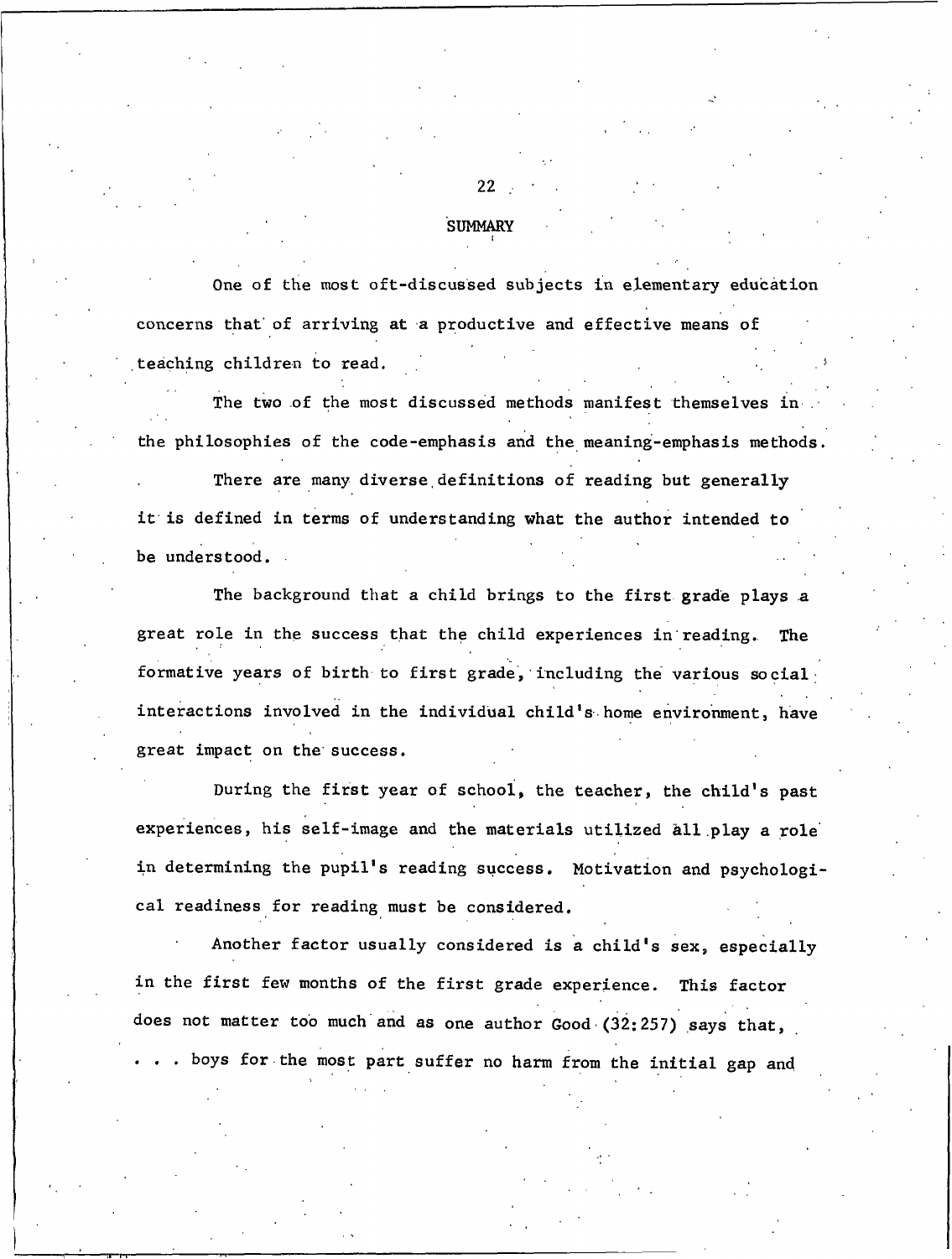## SUMMARY

One of the most oft-discussed subjects in elementary education concerns that of arriving at a productive and effective means of teaching children to read.

The two of the most discussed methods manifest themselves in the philosophies of the code-emphasis and the meaning-emphasis methods.

There are many diverse definitions of reading but generally it is defined in terms of understanding what the author intended to be understood.

The background that a child brings to the first grade plays a great role in the success that the child experiences in reading. The formative years of birth to first grade, including the various social interactions involved in the individual child's home environment, have great impact on the success.

During the first year of school, the teacher, the child's past experiences, his self-image and the materials utilized all play a role in determining the pupil's reading success. Motivation and psychological readiness for reading must be considered.

Another factor usually considered is a child's sex, especially in the first few months of the first grade experience. This factor does not matter too much and as one author Good (32:257) says that, . . . boys for the most part suffer no harm from the initial gap and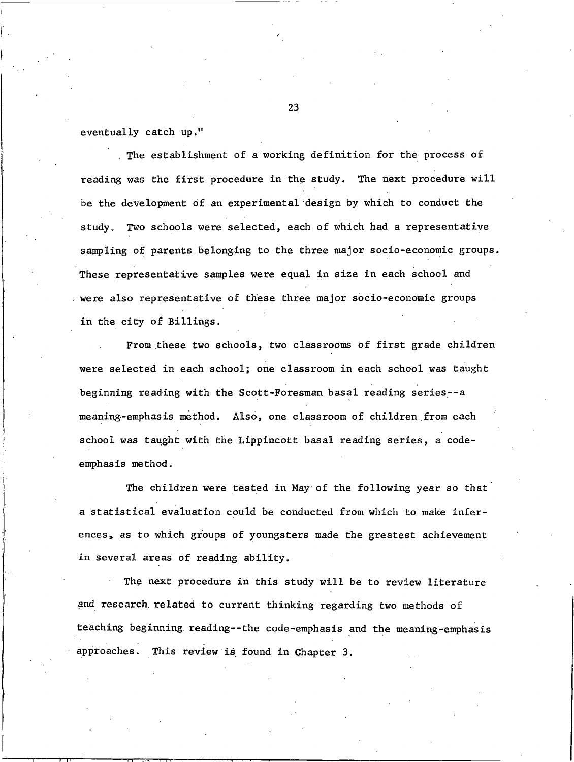eventually catch up."

The establishment of a working definition for the process of reading was the first procedure in the study. The next procedure will be the development of an experimental design by which to conduct the study. Two schools were selected, each of which had a representative sampling of parents belonging to the three major socio-economic groups. These representative samples were equal in size in each school and were also representative of these three major socio-economic groups in the city of Billings.

From these two schools, two classrooms of first grade children were selected in each school; one classroom in each school was taught beginning reading with the Scott-Foresman basal reading series--a meaning-emphasis method. Also, one classroom of children from each school was taught with the Lippincott basal reading series, a code-emphasis method.

The children were tested in May of the following year so that a statistical evaluation could be conducted from which to make inferences, as to which groups of youngsters made the greatest achievement in several areas of reading ability.

The next procedure in this study will be to review literature and research related to current thinking regarding two methods of teaching beginning reading--the code-emphasis and the meaning-emphasis approaches. This review is found in Chapter 3.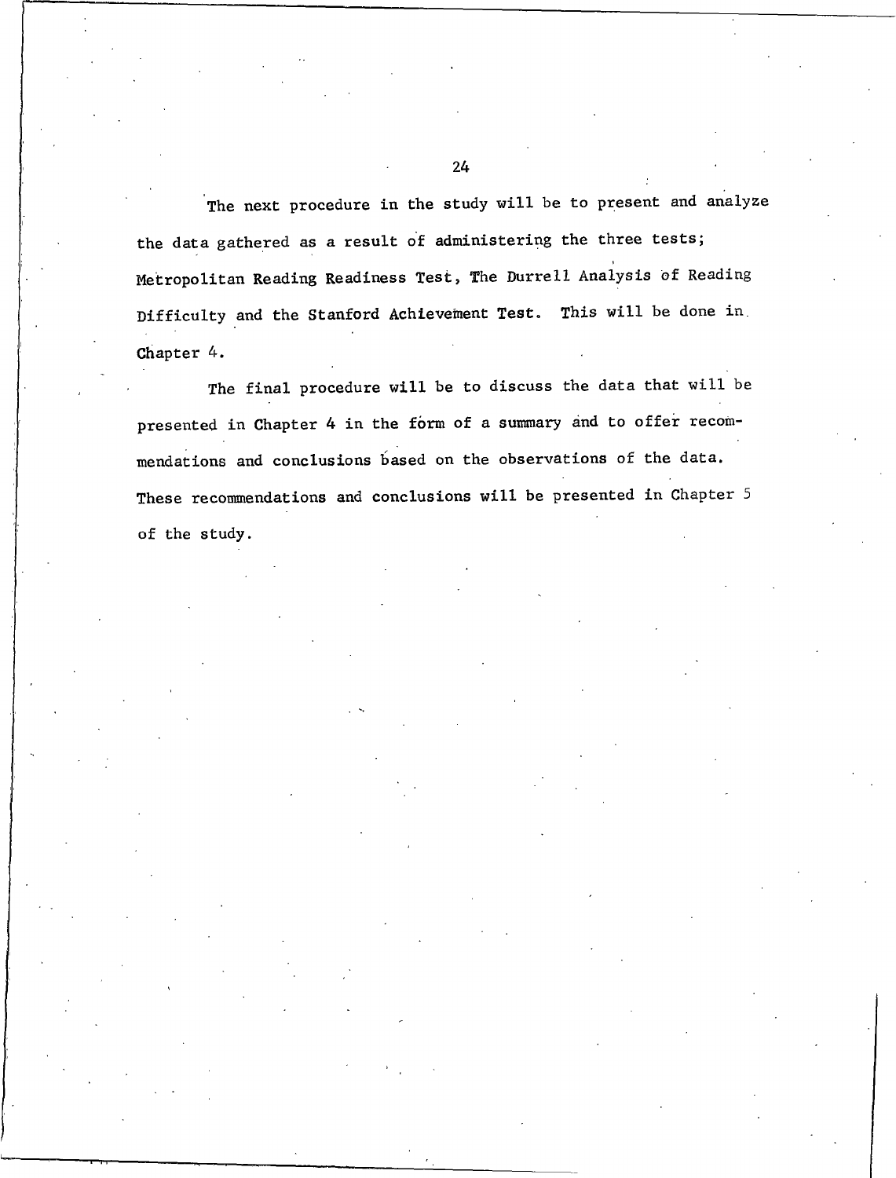The next procedure in the study will be to present and analyze the data gathered as a result of administering the three tests; Metropolitan Reading Readiness Test, The Durrell Analysis of Reading Difficulty and the Stanford Achievement Test. This will be done in Chapter 4.

The final procedure will be to discuss the data that will be presented in Chapter 4 in the form of a summary and to offer recommendations and conclusions based on the observations of the data. These recommendations and conclusions will be presented in Chapter 5 of the study.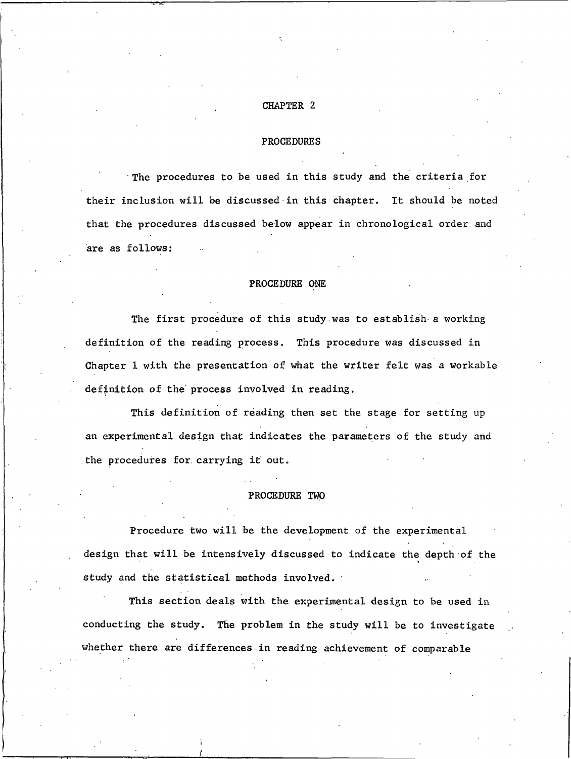# CHAPTER 2

## PROCEDURES

The procedures to be used in this study and the criteria for their inclusion will be discussed in this chapter. It should be noted that the procedures discussed below appear in chronological order and are as follows:

### PROCEDURE ONE

The first procedure of this study was to establish a working definition of the reading process. This procedure was discussed in Chapter 1 with the presentation of what the writer felt was a workable definition of the process involved in reading.

This definition of reading then set the stage for setting up an experimental design that indicates the parameters of the study and the procedures for carrying it out.

### PROCEDURE TWO

Procedure two will be the development of the experimental design that will be intensively discussed to indicate the depth of the study and the statistical methods involved.

This section deals with the experimental design to be used in conducting the study. The problem in the study will be to investigate whether there are differences in reading achievement of comparable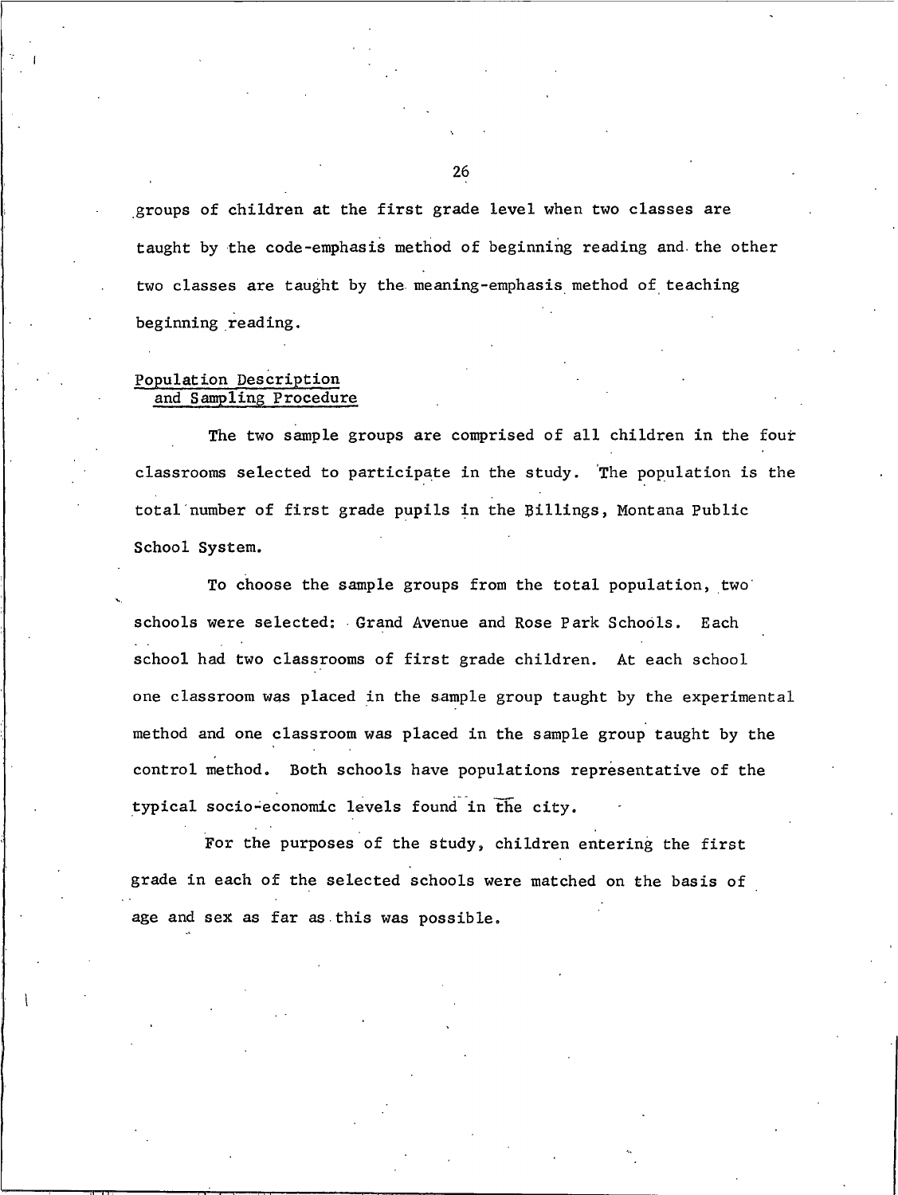groups of children at the first grade level when two classes are taught by the code-emphasis method of beginning reading and the other two classes are taught by the meaning-emphasis method of teaching beginning reading.

## Population Description and Sampling Procedure

The two sample groups are comprised of all children in the four classrooms selected to participate in the study. The population is the total number of first grade pupils in the Billings, Montana Public School System.

To choose the sample groups from the total population, two schools were selected: Grand Avenue and Rose Park Schools. Each school had two classrooms of first grade children. At each school one classroom was placed in the sample group taught by the experimental method and one classroom was placed in the sample group taught by the control method. Both schools have populations representative of the typical socio-economic levels found in the city.

For the purposes of the study, children entering the first grade in each of the selected schools were matched on the basis of age and sex as far as this was possible.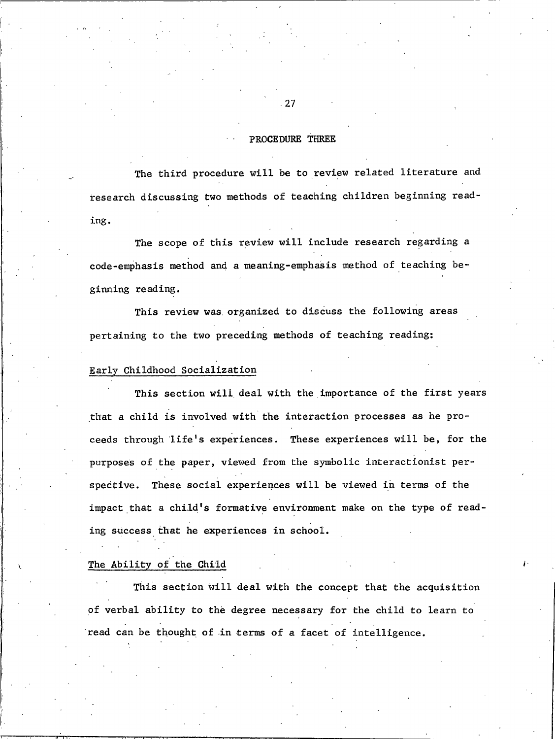## PROCEDURE THREE

The third procedure will be to review related literature and research discussing two methods of teaching children beginning reading.

The scope of this review will include research regarding a code-emphasis method and a meaning-emphasis method of teaching beginning reading.

This review was organized to discuss the following areas pertaining to the two preceding methods of teaching reading:

### Early Childhood Socialization

This section will deal with the importance of the first years that a child is involved with the interaction processes as he proceeds through life's experiences. These experiences will be, for the purposes of the paper, viewed from the symbolic interactionist perspective. These social experiences will be viewed in terms of the impact that a child's formative environment make on the type of reading success that he experiences in school.

### The Ability of the Child

This section will deal with the concept that the acquisition of verbal ability to the degree necessary for the child to learn to read can be thought of in terms of a facet of intelligence.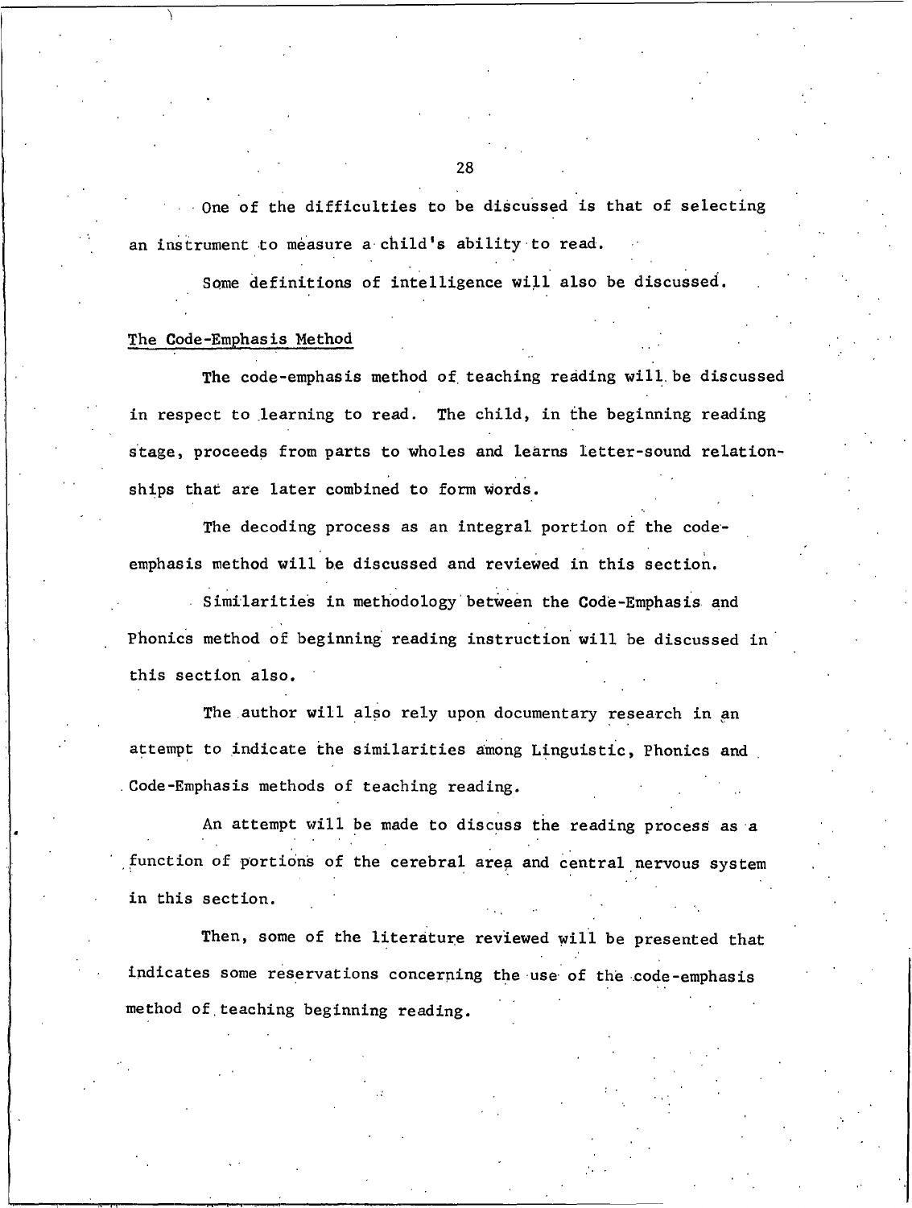One of the difficulties to be discussed is that of selecting an instrument to measure a child's ability to read.

Some definitions of intelligence will also be discussed.

## The Code-Emphasis Method

The code-emphasis method of teaching reading will be discussed in respect to learning to read. The child, in the beginning reading stage, proceeds from parts to wholes and learns letter-sound relationships that are later combined to form words.

The decoding process as an integral portion of the code-emphasis method will be discussed and reviewed in this section.

Similarities in methodology between the Code-Emphasis and Phonics method of beginning reading instruction will be discussed in this section also.

The author will also rely upon documentary research in an attempt to indicate the similarities among Linguistic, Phonics and Code-Emphasis methods of teaching reading.

An attempt will be made to discuss the reading process as a function of portions of the cerebral area and central nervous system in this section.

Then, some of the literature reviewed will be presented that indicates some reservations concerning the use of the code-emphasis method of teaching beginning reading.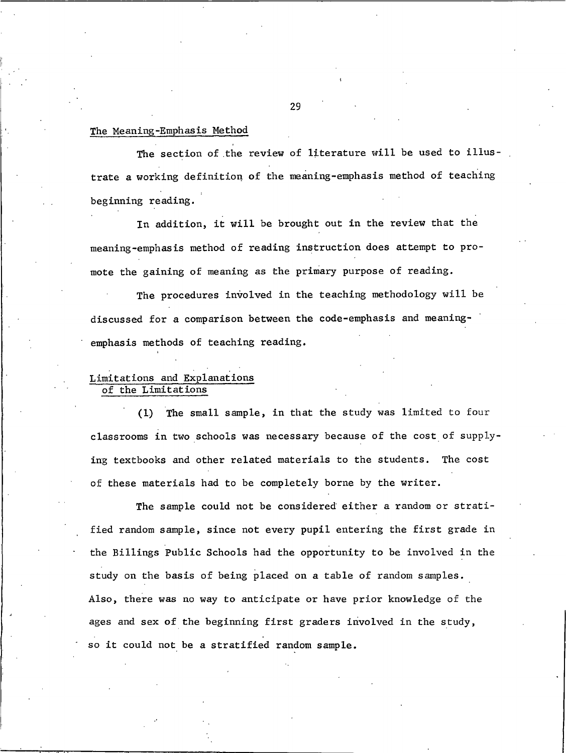## The Meaning-Emphasis Method

The section of the review of literature will be used to illustrate a working definition of the meaning-emphasis method of teaching beginning reading.

In addition, it will be brought out in the review that the meaning-emphasis method of reading instruction does attempt to promote the gaining of meaning as the primary purpose of reading.

The procedures involved in the teaching methodology will be discussed for a comparison between the code-emphasis and meaning-emphasis methods of teaching reading.

## Limitations and Explanations of the Limitations

(1) The small sample, in that the study was limited to four classrooms in two schools was necessary because of the cost of supplying textbooks and other related materials to the students. The cost of these materials had to be completely borne by the writer.

The sample could not be considered either a random or stratified random sample, since not every pupil entering the first grade in the Billings Public Schools had the opportunity to be involved in the study on the basis of being placed on a table of random samples. Also, there was no way to anticipate or have prior knowledge of the ages and sex of the beginning first graders involved in the study, so it could not be a stratified random sample.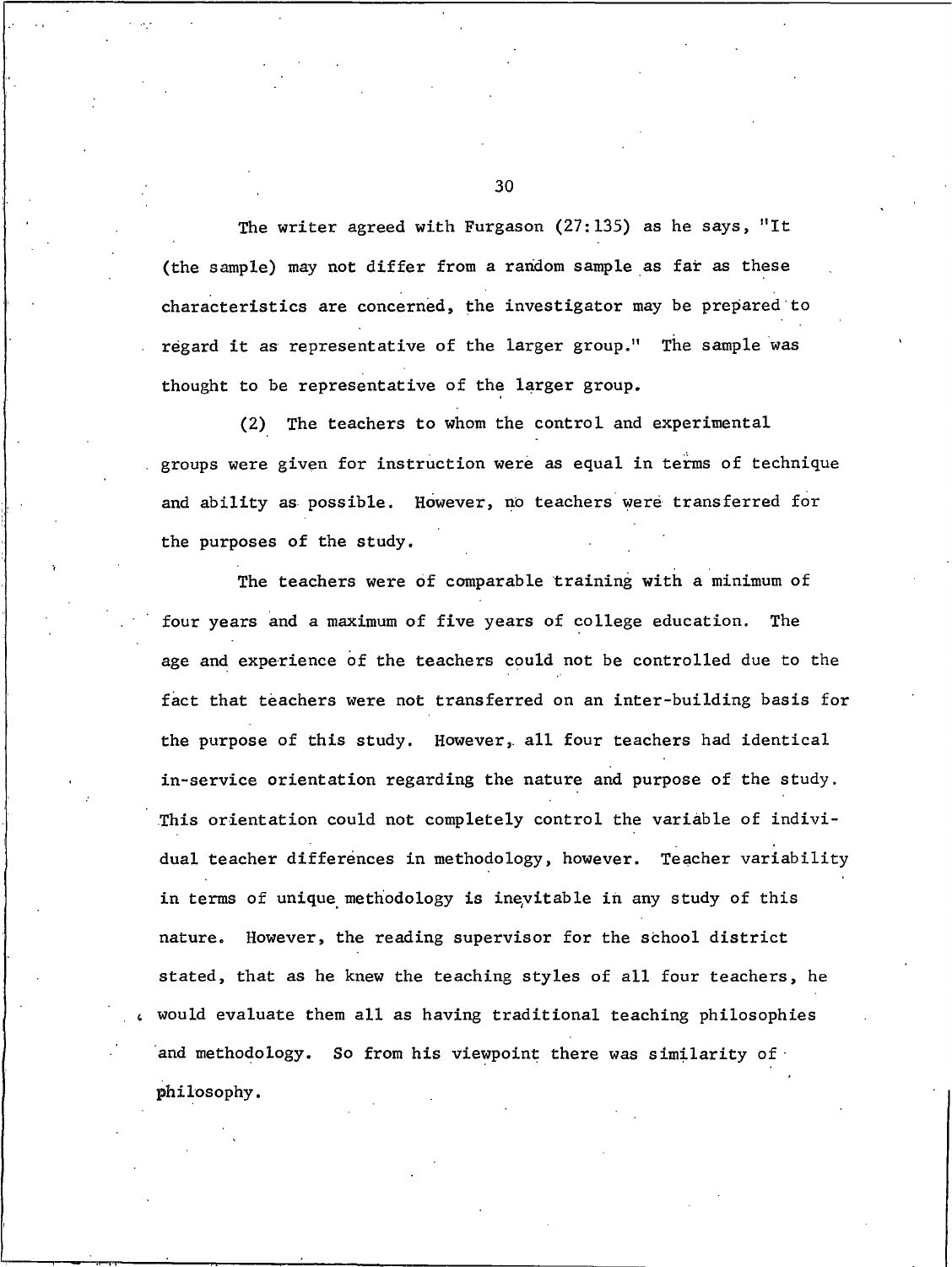The writer agreed with Furgason (27:135) as he says, "It (the sample) may not differ from a random sample as far as these characteristics are concerned, the investigator may be prepared to regard it as representative of the larger group." The sample was thought to be representative of the larger group.

(2) The teachers to whom the control and experimental groups were given for instruction were as equal in terms of technique and ability as possible. However, no teachers were transferred for the purposes of the study.

The teachers were of comparable training with a minimum of four years and a maximum of five years of college education. The age and experience of the teachers could not be controlled due to the fact that teachers were not transferred on an inter-building basis for the purpose of this study. However, all four teachers had identical in-service orientation regarding the nature and purpose of the study. This orientation could not completely control the variable of individual teacher differences in methodology, however. Teacher variability in terms of unique methodology is inevitable in any study of this nature. However, the reading supervisor for the school district stated, that as he knew the teaching styles of all four teachers, he would evaluate them all as having traditional teaching philosophies and methodology. So from his viewpoint there was similarity of philosophy.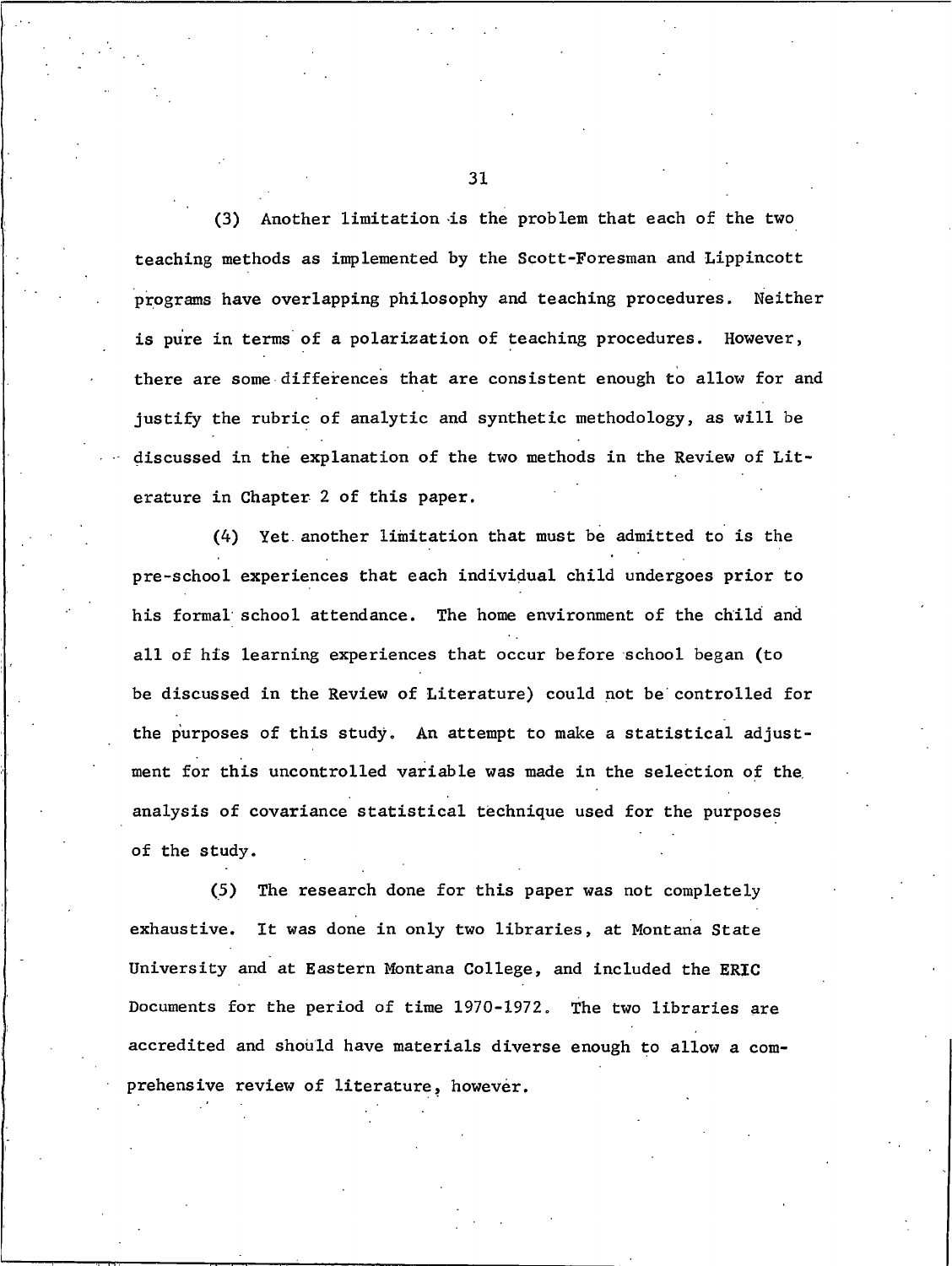(3) Another limitation is the problem that each of the two teaching methods as implemented by the Scott-Foresman and Lippincott programs have overlapping philosophy and teaching procedures. Neither is pure in terms of a polarization of teaching procedures. However, there are some differences that are consistent enough to allow for and justify the rubric of analytic and synthetic methodology, as will be discussed in the explanation of the two methods in the Review of Literature in Chapter 2 of this paper.

(4) Yet another limitation that must be admitted to is the pre-school experiences that each individual child undergoes prior to his formal school attendance. The home environment of the child and all of his learning experiences that occur before school began (to be discussed in the Review of Literature) could not be controlled for the purposes of this study. An attempt to make a statistical adjustment for this uncontrolled variable was made in the selection of the analysis of covariance statistical technique used for the purposes of the study.

(5) The research done for this paper was not completely exhaustive. It was done in only two libraries, at Montana State University and at Eastern Montana College, and included the ERIC Documents for the period of time 1970-1972. The two libraries are accredited and should have materials diverse enough to allow a comprehensive review of literature, however.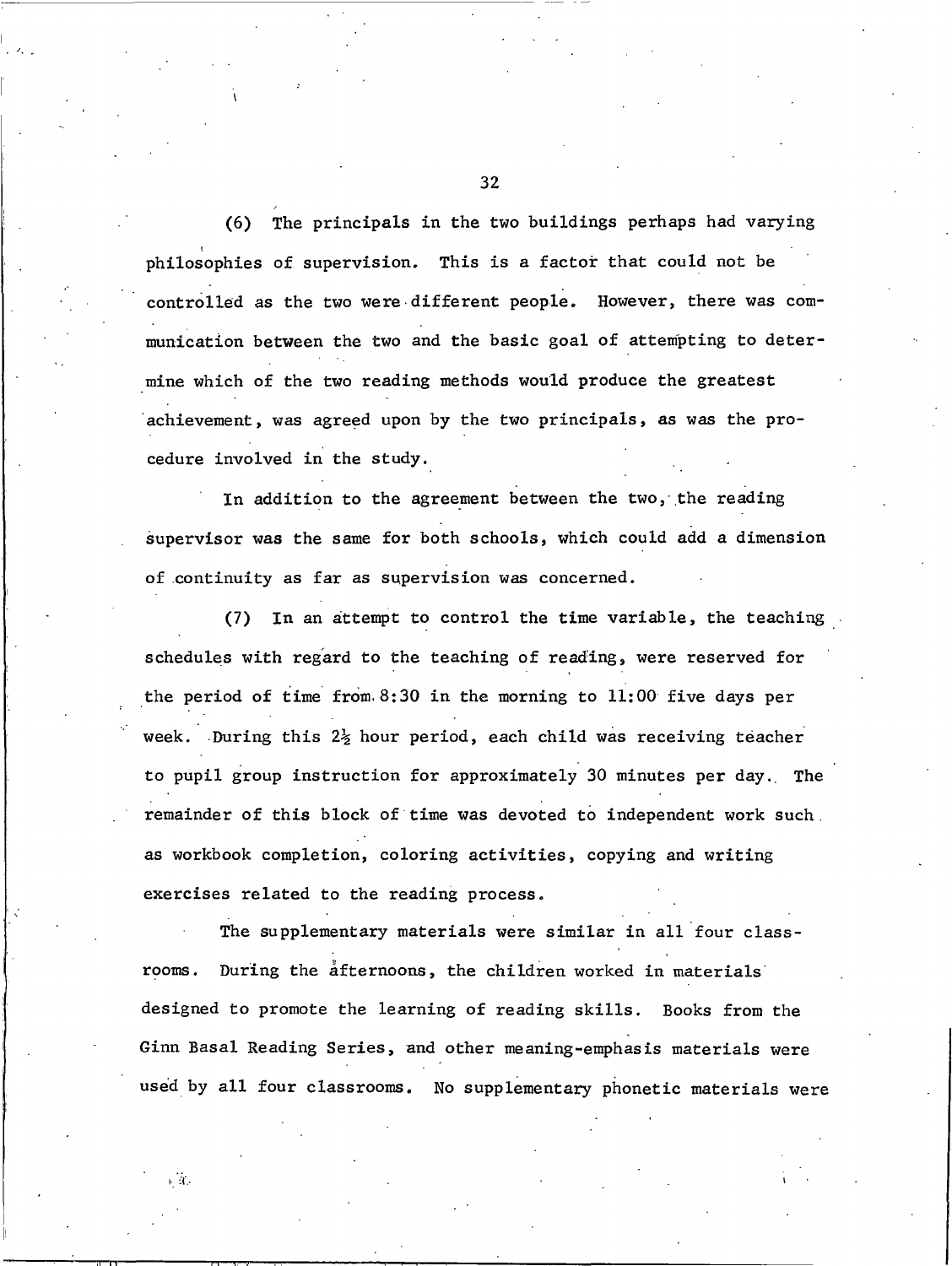(6) The principals in the two buildings perhaps had varying philosophies of supervision. This is a factor that could not be controlled as the two were different people. However, there was communication between the two and the basic goal of attempting to determine which of the two reading methods would produce the greatest achievement, was agreed upon by the two principals, as was the procedure involved in the study.

In addition to the agreement between the two, the reading supervisor was the same for both schools, which could add a dimension of continuity as far as supervision was concerned.

(7) In an attempt to control the time variable, the teaching schedules with regard to the teaching of reading, were reserved for the period of time from 8:30 in the morning to 11:00 five days per week. During this 2½ hour period, each child was receiving teacher to pupil group instruction for approximately 30 minutes per day. The remainder of this block of time was devoted to independent work such as workbook completion, coloring activities, copying and writing exercises related to the reading process.

The supplementary materials were similar in all four classrooms. During the afternoons, the children worked in materials designed to promote the learning of reading skills. Books from the Ginn Basal Reading Series, and other meaning-emphasis materials were used by all four classrooms. No supplementary phonetic materials were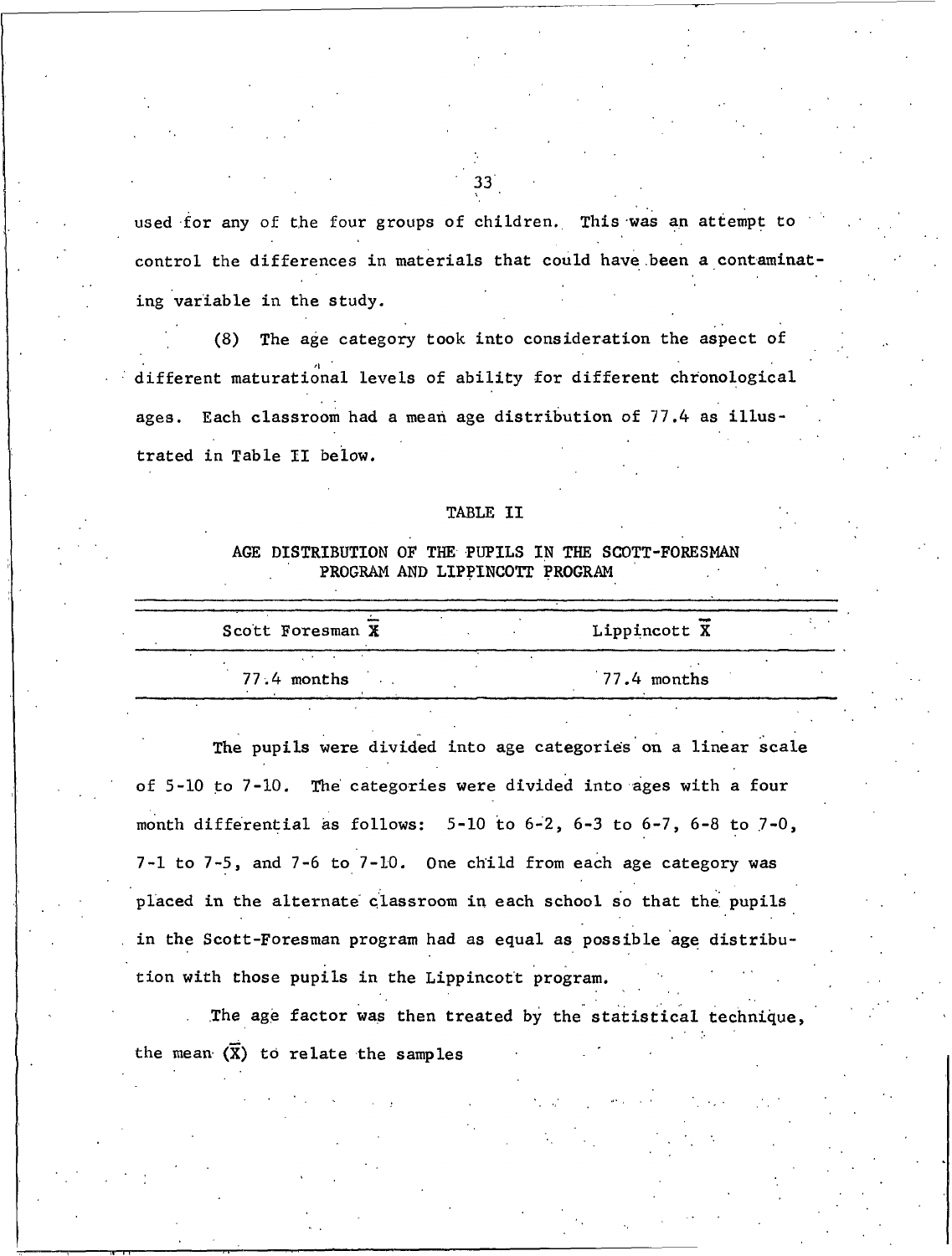used for any of the four groups of children. This was an attempt to control the differences in materials that could have been a contaminating variable in the study.

(8) The age category took into consideration the aspect of different maturational levels of ability for different chronological ages. Each classroom had a mean age distribution of 77.4 as illustrated in Table II below.

TABLE II

AGE DISTRIBUTION OF THE PUPILS IN THE SCOTT-FORESMAN PROGRAM AND LIPPINCOTT PROGRAM

| Scott Foresman $\bar{X}$ | Lippincott $\bar{X}$ |
|---|---|
| 77.4 months | 77.4 months |

The pupils were divided into age categories on a linear scale of 5-10 to 7-10. The categories were divided into ages with a four month differential as follows: 5-10 to 6-2, 6-3 to 6-7, 6-8 to 7-0, 7-1 to 7-5, and 7-6 to 7-10. One child from each age category was placed in the alternate classroom in each school so that the pupils in the Scott-Foresman program had as equal as possible age distribution with those pupils in the Lippincott program.

The age factor was then treated by the statistical technique, the mean $(\bar{X})$ to relate the samples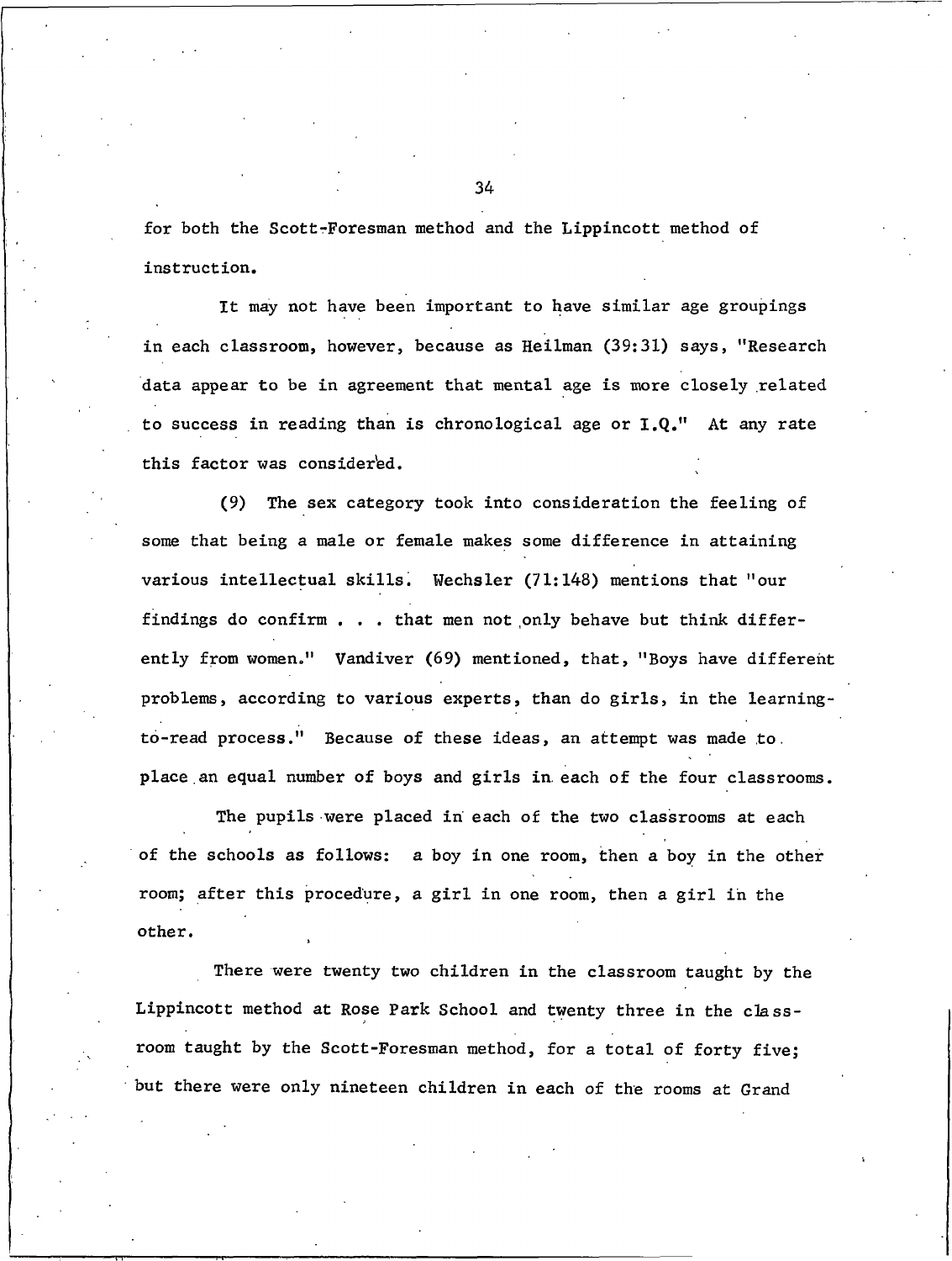for both the Scott-Foresman method and the Lippincott method of instruction.

It may not have been important to have similar age groupings in each classroom, however, because as Heilman (39:31) says, "Research data appear to be in agreement that mental age is more closely related to success in reading than is chronological age or I.Q." At any rate this factor was considered.

(9) The sex category took into consideration the feeling of some that being a male or female makes some difference in attaining various intellectual skills. Wechsler (71:148) mentions that "our findings do confirm . . . that men not only behave but think differently from women." Vandiver (69) mentioned, that, "Boys have different problems, according to various experts, than do girls, in the learning-to-read process." Because of these ideas, an attempt was made to place an equal number of boys and girls in each of the four classrooms.

The pupils were placed in each of the two classrooms at each of the schools as follows: a boy in one room, then a boy in the other room; after this procedure, a girl in one room, then a girl in the other.

There were twenty two children in the classroom taught by the Lippincott method at Rose Park School and twenty three in the classroom taught by the Scott-Foresman method, for a total of forty five; but there were only nineteen children in each of the rooms at Grand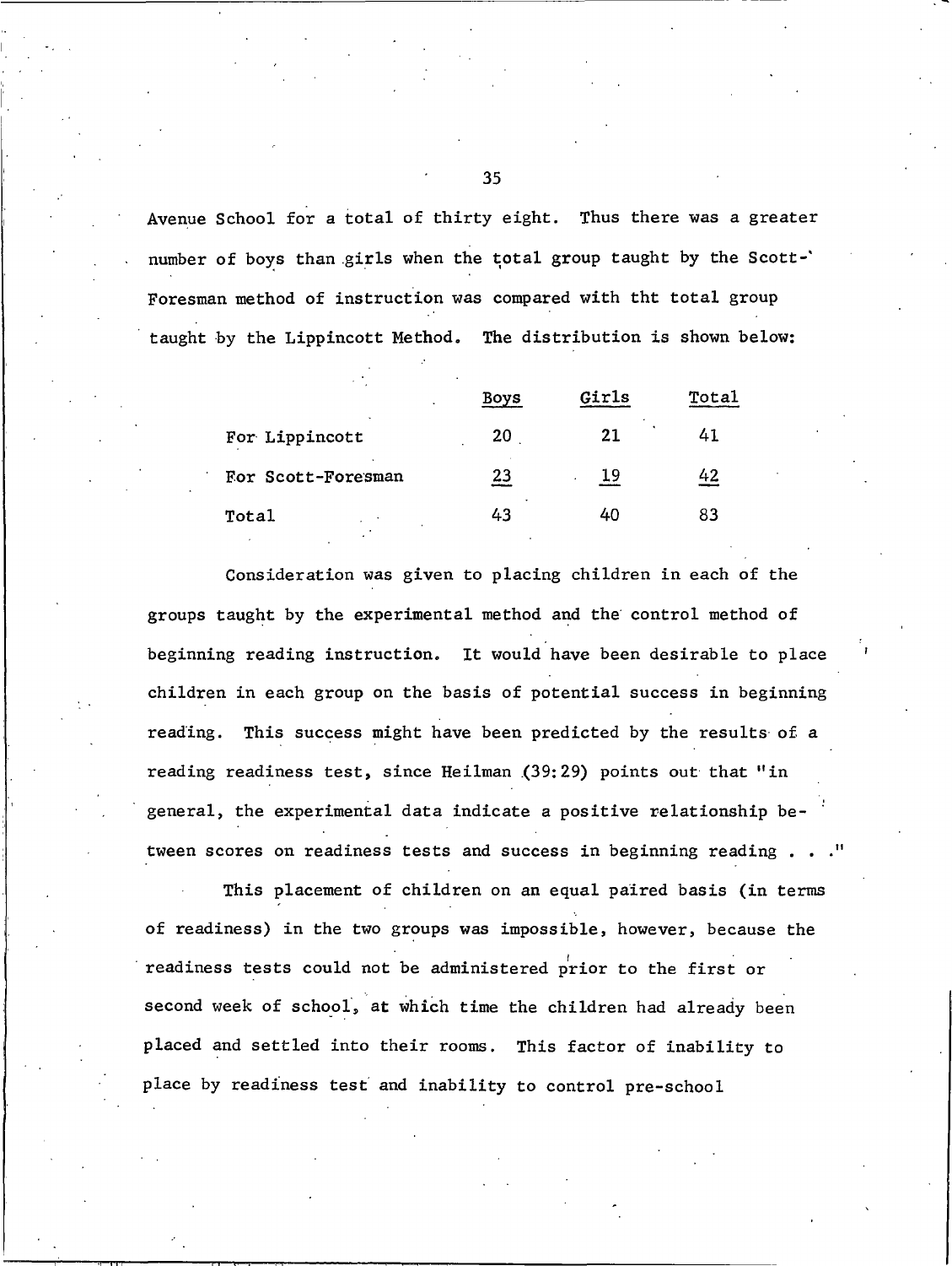Avenue School for a total of thirty eight. Thus there was a greater number of boys than girls when the total group taught by the Scott-Foresman method of instruction was compared with tht total group taught by the Lippincott Method. The distribution is shown below:

| | Boys | Girls | Total |
|---|---|---|---|
| For Lippincott | 20 | 21 | 41 |
| For Scott-Foresman | 23 | 19 | 42 |
| Total | 43 | 40 | 83 |

Consideration was given to placing children in each of the groups taught by the experimental method and the control method of beginning reading instruction. It would have been desirable to place children in each group on the basis of potential success in beginning reading. This success might have been predicted by the results of a reading readiness test, since Heilman (39:29) points out that "in general, the experimental data indicate a positive relationship between scores on readiness tests and success in beginning reading . . ."

This placement of children on an equal paired basis (in terms of readiness) in the two groups was impossible, however, because the readiness tests could not be administered prior to the first or second week of school, at which time the children had already been placed and settled into their rooms. This factor of inability to place by readiness test and inability to control pre-school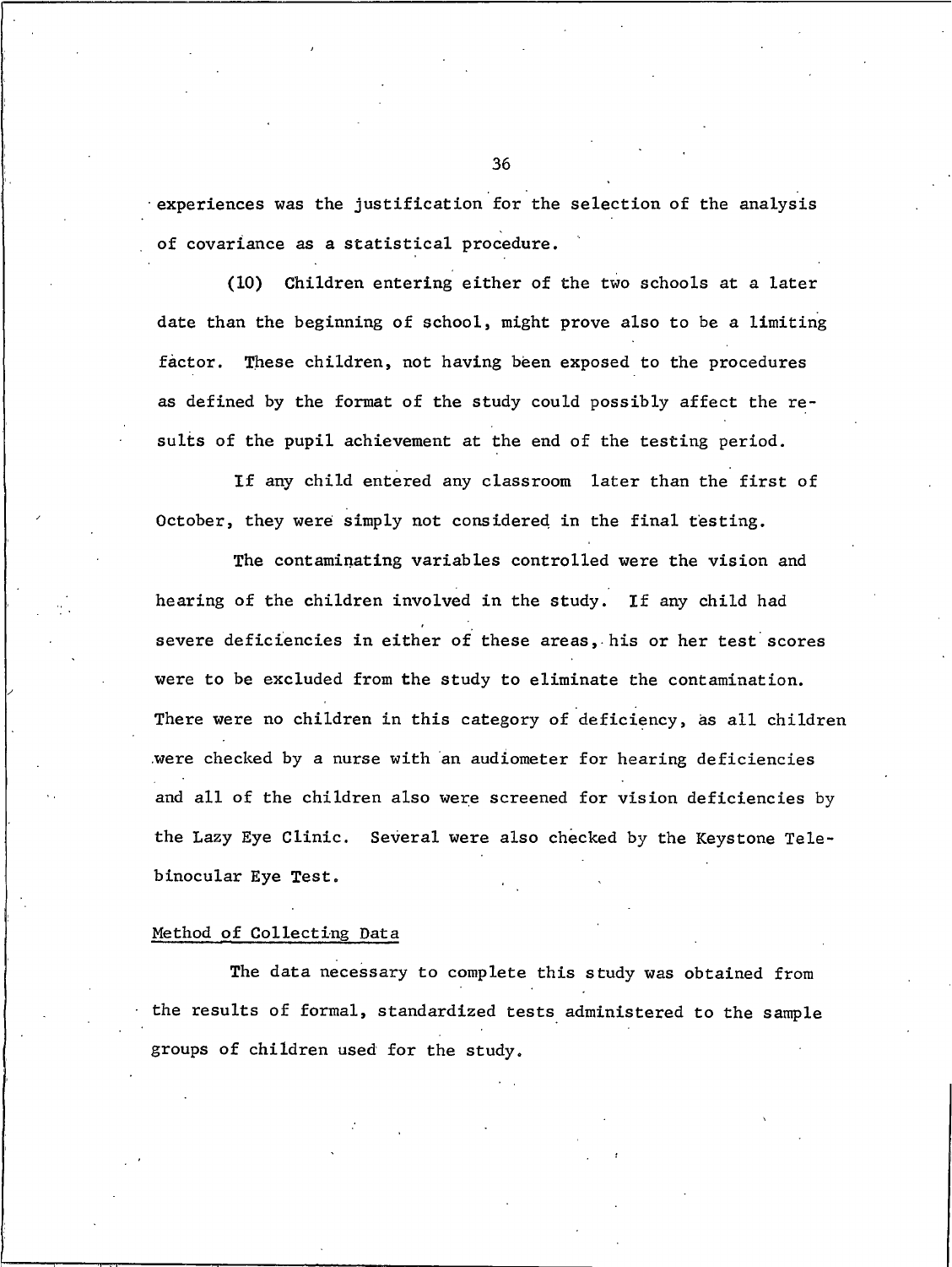experiences was the justification for the selection of the analysis of covariance as a statistical procedure.

(10) Children entering either of the two schools at a later date than the beginning of school, might prove also to be a limiting factor. These children, not having been exposed to the procedures as defined by the format of the study could possibly affect the results of the pupil achievement at the end of the testing period.

If any child entered any classroom later than the first of October, they were simply not considered in the final testing.

The contaminating variables controlled were the vision and hearing of the children involved in the study. If any child had severe deficiencies in either of these areas, his or her test scores were to be excluded from the study to eliminate the contamination. There were no children in this category of deficiency, as all children were checked by a nurse with an audiometer for hearing deficiencies and all of the children also were screened for vision deficiencies by the Lazy Eye Clinic. Several were also checked by the Keystone Telebinocular Eye Test.

## Method of Collecting Data

The data necessary to complete this study was obtained from the results of formal, standardized tests administered to the sample groups of children used for the study.